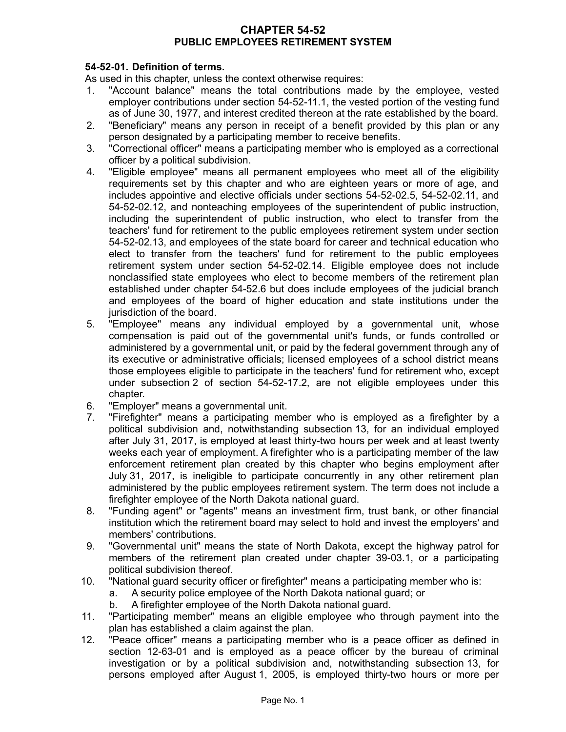# CHAPTER 54-52
## PUBLIC EMPLOYEES RETIREMENT SYSTEM

**54-52-01. Definition of terms.**

As used in this chapter, unless the context otherwise requires:

1. "Account balance" means the total contributions made by the employee, vested employer contributions under section 54-52-11.1, the vested portion of the vesting fund as of June 30, 1977, and interest credited thereon at the rate established by the board.
2. "Beneficiary" means any person in receipt of a benefit provided by this plan or any person designated by a participating member to receive benefits.
3. "Correctional officer" means a participating member who is employed as a correctional officer by a political subdivision.
4. "Eligible employee" means all permanent employees who meet all of the eligibility requirements set by this chapter and who are eighteen years or more of age, and includes appointive and elective officials under sections 54-52-02.5, 54-52-02.11, and 54-52-02.12, and nonteaching employees of the superintendent of public instruction, including the superintendent of public instruction, who elect to transfer from the teachers' fund for retirement to the public employees retirement system under section 54-52-02.13, and employees of the state board for career and technical education who elect to transfer from the teachers' fund for retirement to the public employees retirement system under section 54-52-02.14. Eligible employee does not include nonclassified state employees who elect to become members of the retirement plan established under chapter 54-52.6 but does include employees of the judicial branch and employees of the board of higher education and state institutions under the jurisdiction of the board.
5. "Employee" means any individual employed by a governmental unit, whose compensation is paid out of the governmental unit's funds, or funds controlled or administered by a governmental unit, or paid by the federal government through any of its executive or administrative officials; licensed employees of a school district means those employees eligible to participate in the teachers' fund for retirement who, except under subsection 2 of section 54-52-17.2, are not eligible employees under this chapter.
6. "Employer" means a governmental unit.
7. "Firefighter" means a participating member who is employed as a firefighter by a political subdivision and, notwithstanding subsection 13, for an individual employed after July 31, 2017, is employed at least thirty-two hours per week and at least twenty weeks each year of employment. A firefighter who is a participating member of the law enforcement retirement plan created by this chapter who begins employment after July 31, 2017, is ineligible to participate concurrently in any other retirement plan administered by the public employees retirement system. The term does not include a firefighter employee of the North Dakota national guard.
8. "Funding agent" or "agents" means an investment firm, trust bank, or other financial institution which the retirement board may select to hold and invest the employers' and members' contributions.
9. "Governmental unit" means the state of North Dakota, except the highway patrol for members of the retirement plan created under chapter 39-03.1, or a participating political subdivision thereof.
10. "National guard security officer or firefighter" means a participating member who is:
    a. A security police employee of the North Dakota national guard; or
    b. A firefighter employee of the North Dakota national guard.
11. "Participating member" means an eligible employee who through payment into the plan has established a claim against the plan.
12. "Peace officer" means a participating member who is a peace officer as defined in section 12-63-01 and is employed as a peace officer by the bureau of criminal investigation or by a political subdivision and, notwithstanding subsection 13, for persons employed after August 1, 2005, is employed thirty-two hours or more per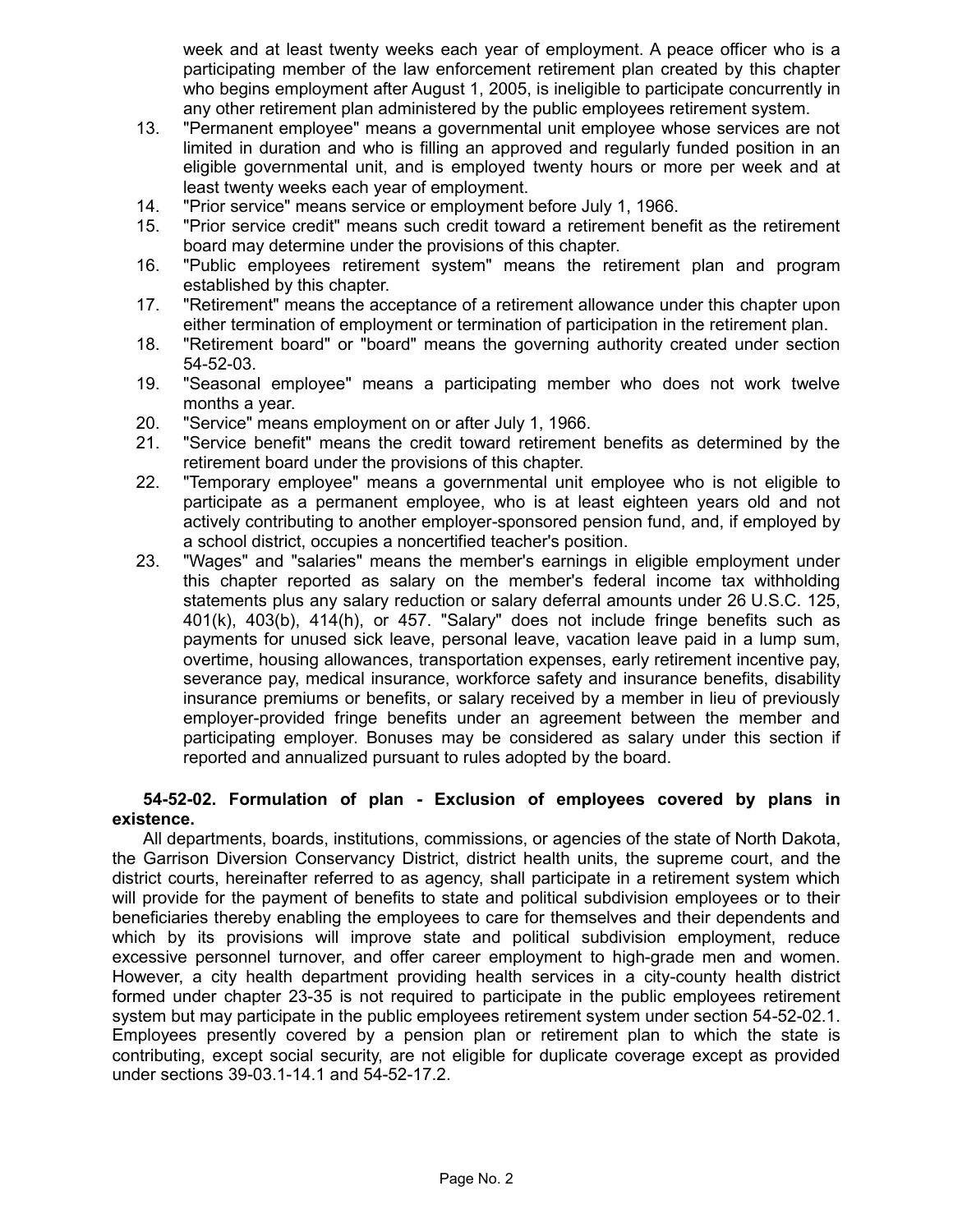week and at least twenty weeks each year of employment. A peace officer who is a participating member of the law enforcement retirement plan created by this chapter who begins employment after August 1, 2005, is ineligible to participate concurrently in any other retirement plan administered by the public employees retirement system.

13. "Permanent employee" means a governmental unit employee whose services are not limited in duration and who is filling an approved and regularly funded position in an eligible governmental unit, and is employed twenty hours or more per week and at least twenty weeks each year of employment.
14. "Prior service" means service or employment before July 1, 1966.
15. "Prior service credit" means such credit toward a retirement benefit as the retirement board may determine under the provisions of this chapter.
16. "Public employees retirement system" means the retirement plan and program established by this chapter.
17. "Retirement" means the acceptance of a retirement allowance under this chapter upon either termination of employment or termination of participation in the retirement plan.
18. "Retirement board" or "board" means the governing authority created under section 54-52-03.
19. "Seasonal employee" means a participating member who does not work twelve months a year.
20. "Service" means employment on or after July 1, 1966.
21. "Service benefit" means the credit toward retirement benefits as determined by the retirement board under the provisions of this chapter.
22. "Temporary employee" means a governmental unit employee who is not eligible to participate as a permanent employee, who is at least eighteen years old and not actively contributing to another employer-sponsored pension fund, and, if employed by a school district, occupies a noncertified teacher's position.
23. "Wages" and "salaries" means the member's earnings in eligible employment under this chapter reported as salary on the member's federal income tax withholding statements plus any salary reduction or salary deferral amounts under 26 U.S.C. 125, 401(k), 403(b), 414(h), or 457. "Salary" does not include fringe benefits such as payments for unused sick leave, personal leave, vacation leave paid in a lump sum, overtime, housing allowances, transportation expenses, early retirement incentive pay, severance pay, medical insurance, workforce safety and insurance benefits, disability insurance premiums or benefits, or salary received by a member in lieu of previously employer-provided fringe benefits under an agreement between the member and participating employer. Bonuses may be considered as salary under this section if reported and annualized pursuant to rules adopted by the board.

**54-52-02. Formulation of plan - Exclusion of employees covered by plans in existence.**

All departments, boards, institutions, commissions, or agencies of the state of North Dakota, the Garrison Diversion Conservancy District, district health units, the supreme court, and the district courts, hereinafter referred to as agency, shall participate in a retirement system which will provide for the payment of benefits to state and political subdivision employees or to their beneficiaries thereby enabling the employees to care for themselves and their dependents and which by its provisions will improve state and political subdivision employment, reduce excessive personnel turnover, and offer career employment to high-grade men and women. However, a city health department providing health services in a city-county health district formed under chapter 23-35 is not required to participate in the public employees retirement system but may participate in the public employees retirement system under section 54-52-02.1. Employees presently covered by a pension plan or retirement plan to which the state is contributing, except social security, are not eligible for duplicate coverage except as provided under sections 39-03.1-14.1 and 54-52-17.2.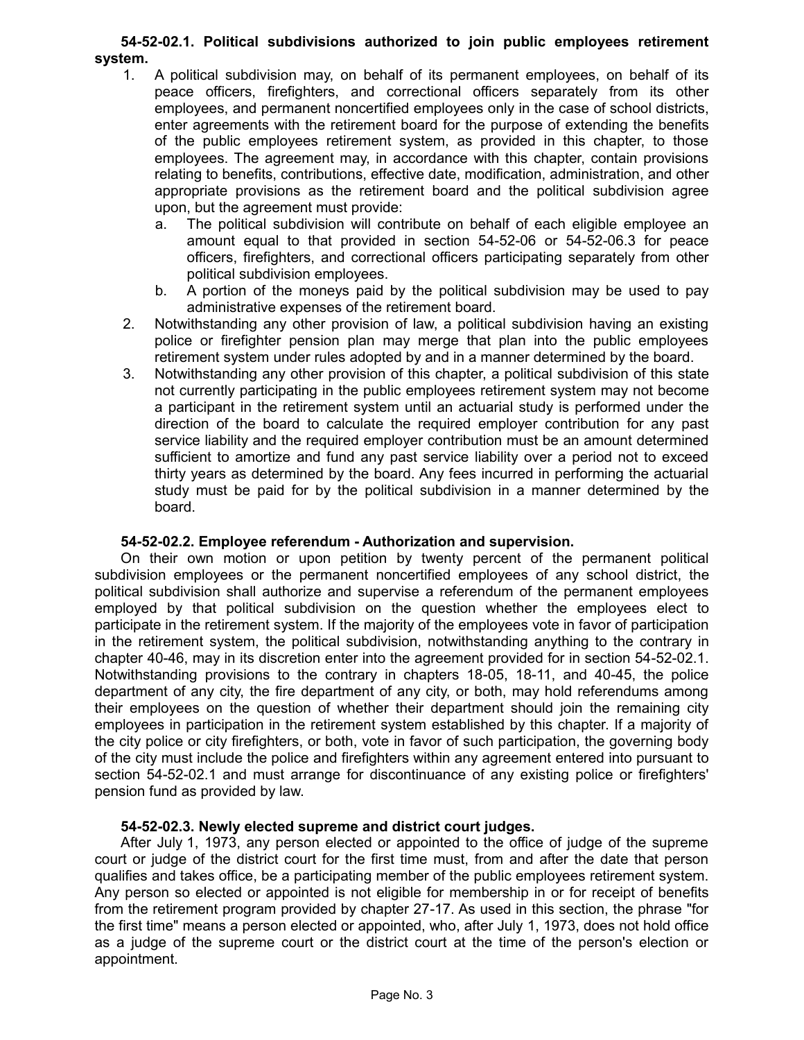**54-52-02.1. Political subdivisions authorized to join public employees retirement system.**

1. A political subdivision may, on behalf of its permanent employees, on behalf of its peace officers, firefighters, and correctional officers separately from its other employees, and permanent noncertified employees only in the case of school districts, enter agreements with the retirement board for the purpose of extending the benefits of the public employees retirement system, as provided in this chapter, to those employees. The agreement may, in accordance with this chapter, contain provisions relating to benefits, contributions, effective date, modification, administration, and other appropriate provisions as the retirement board and the political subdivision agree upon, but the agreement must provide:
   a. The political subdivision will contribute on behalf of each eligible employee an amount equal to that provided in section 54-52-06 or 54-52-06.3 for peace officers, firefighters, and correctional officers participating separately from other political subdivision employees.
   b. A portion of the moneys paid by the political subdivision may be used to pay administrative expenses of the retirement board.
2. Notwithstanding any other provision of law, a political subdivision having an existing police or firefighter pension plan may merge that plan into the public employees retirement system under rules adopted by and in a manner determined by the board.
3. Notwithstanding any other provision of this chapter, a political subdivision of this state not currently participating in the public employees retirement system may not become a participant in the retirement system until an actuarial study is performed under the direction of the board to calculate the required employer contribution for any past service liability and the required employer contribution must be an amount determined sufficient to amortize and fund any past service liability over a period not to exceed thirty years as determined by the board. Any fees incurred in performing the actuarial study must be paid for by the political subdivision in a manner determined by the board.

**54-52-02.2. Employee referendum - Authorization and supervision.**

On their own motion or upon petition by twenty percent of the permanent political subdivision employees or the permanent noncertified employees of any school district, the political subdivision shall authorize and supervise a referendum of the permanent employees employed by that political subdivision on the question whether the employees elect to participate in the retirement system. If the majority of the employees vote in favor of participation in the retirement system, the political subdivision, notwithstanding anything to the contrary in chapter 40-46, may in its discretion enter into the agreement provided for in section 54-52-02.1. Notwithstanding provisions to the contrary in chapters 18-05, 18-11, and 40-45, the police department of any city, the fire department of any city, or both, may hold referendums among their employees on the question of whether their department should join the remaining city employees in participation in the retirement system established by this chapter. If a majority of the city police or city firefighters, or both, vote in favor of such participation, the governing body of the city must include the police and firefighters within any agreement entered into pursuant to section 54-52-02.1 and must arrange for discontinuance of any existing police or firefighters' pension fund as provided by law.

**54-52-02.3. Newly elected supreme and district court judges.**

After July 1, 1973, any person elected or appointed to the office of judge of the supreme court or judge of the district court for the first time must, from and after the date that person qualifies and takes office, be a participating member of the public employees retirement system. Any person so elected or appointed is not eligible for membership in or for receipt of benefits from the retirement program provided by chapter 27-17. As used in this section, the phrase "for the first time" means a person elected or appointed, who, after July 1, 1973, does not hold office as a judge of the supreme court or the district court at the time of the person's election or appointment.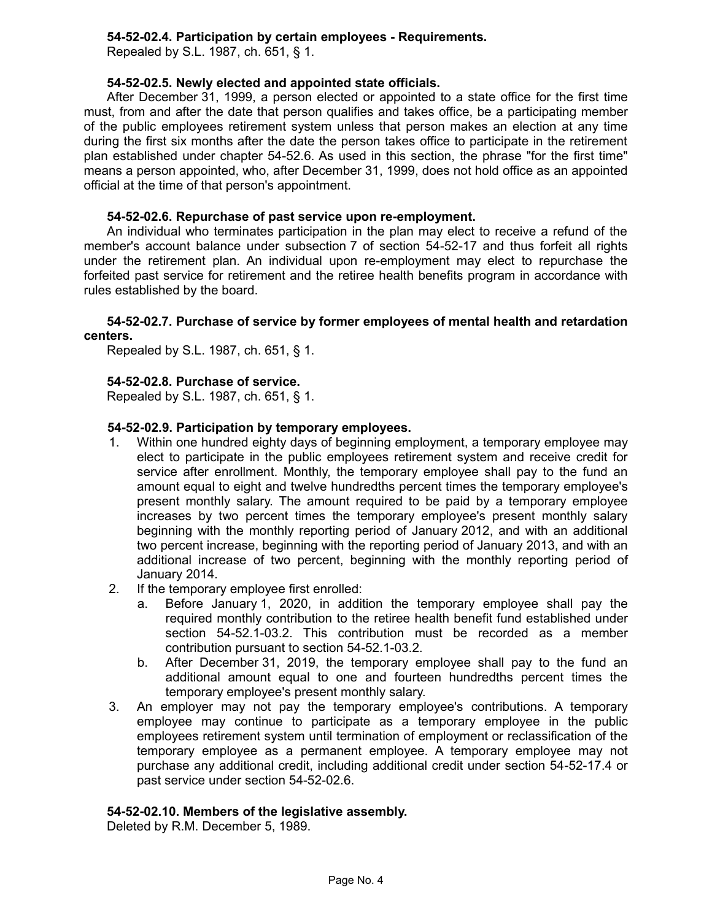**54-52-02.4. Participation by certain employees - Requirements.**

Repealed by S.L. 1987, ch. 651, § 1.

**54-52-02.5. Newly elected and appointed state officials.**

After December 31, 1999, a person elected or appointed to a state office for the first time must, from and after the date that person qualifies and takes office, be a participating member of the public employees retirement system unless that person makes an election at any time during the first six months after the date the person takes office to participate in the retirement plan established under chapter 54-52.6. As used in this section, the phrase "for the first time" means a person appointed, who, after December 31, 1999, does not hold office as an appointed official at the time of that person's appointment.

**54-52-02.6. Repurchase of past service upon re-employment.**

An individual who terminates participation in the plan may elect to receive a refund of the member's account balance under subsection 7 of section 54-52-17 and thus forfeit all rights under the retirement plan. An individual upon re-employment may elect to repurchase the forfeited past service for retirement and the retiree health benefits program in accordance with rules established by the board.

**54-52-02.7. Purchase of service by former employees of mental health and retardation centers.**

Repealed by S.L. 1987, ch. 651, § 1.

**54-52-02.8. Purchase of service.**

Repealed by S.L. 1987, ch. 651, § 1.

**54-52-02.9. Participation by temporary employees.**

1. Within one hundred eighty days of beginning employment, a temporary employee may elect to participate in the public employees retirement system and receive credit for service after enrollment. Monthly, the temporary employee shall pay to the fund an amount equal to eight and twelve hundredths percent times the temporary employee's present monthly salary. The amount required to be paid by a temporary employee increases by two percent times the temporary employee's present monthly salary beginning with the monthly reporting period of January 2012, and with an additional two percent increase, beginning with the reporting period of January 2013, and with an additional increase of two percent, beginning with the monthly reporting period of January 2014.
2. If the temporary employee first enrolled:
   a. Before January 1, 2020, in addition the temporary employee shall pay the required monthly contribution to the retiree health benefit fund established under section 54-52.1-03.2. This contribution must be recorded as a member contribution pursuant to section 54-52.1-03.2.
   b. After December 31, 2019, the temporary employee shall pay to the fund an additional amount equal to one and fourteen hundredths percent times the temporary employee's present monthly salary.
3. An employer may not pay the temporary employee's contributions. A temporary employee may continue to participate as a temporary employee in the public employees retirement system until termination of employment or reclassification of the temporary employee as a permanent employee. A temporary employee may not purchase any additional credit, including additional credit under section 54-52-17.4 or past service under section 54-52-02.6.

**54-52-02.10. Members of the legislative assembly.**

Deleted by R.M. December 5, 1989.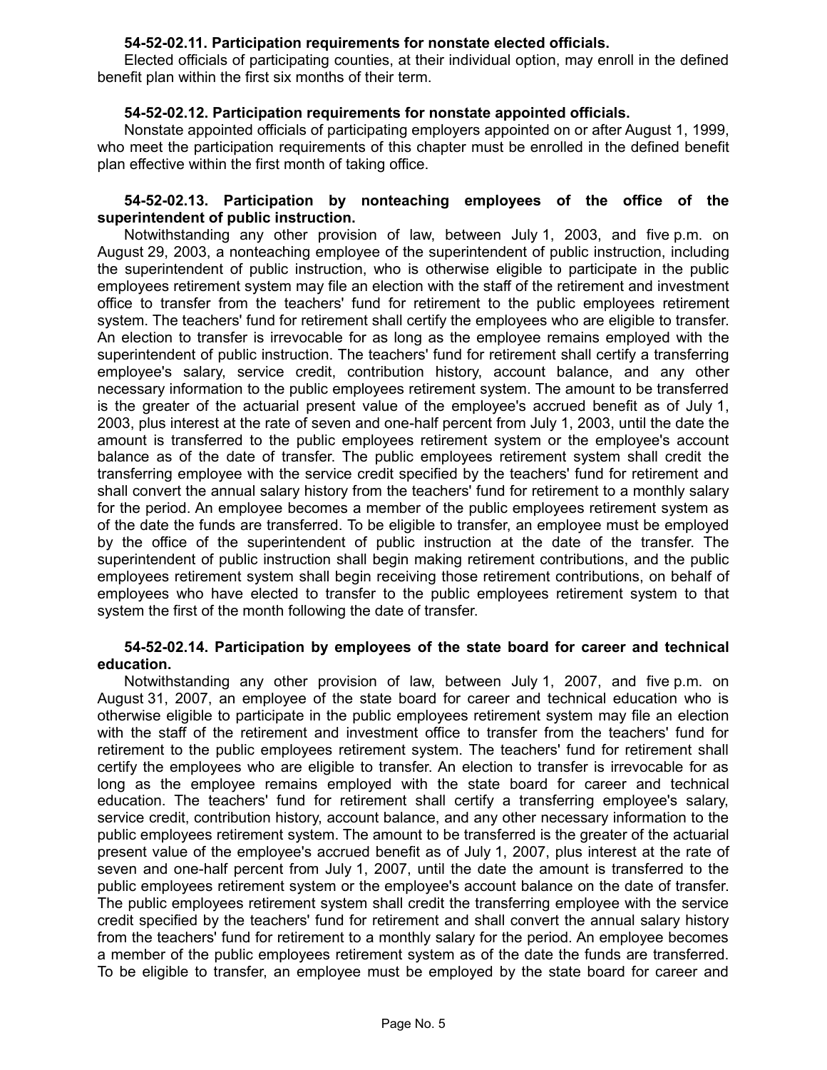**54-52-02.11. Participation requirements for nonstate elected officials.**

Elected officials of participating counties, at their individual option, may enroll in the defined benefit plan within the first six months of their term.

**54-52-02.12. Participation requirements for nonstate appointed officials.**

Nonstate appointed officials of participating employers appointed on or after August 1, 1999, who meet the participation requirements of this chapter must be enrolled in the defined benefit plan effective within the first month of taking office.

**54-52-02.13. Participation by nonteaching employees of the office of the superintendent of public instruction.**

Notwithstanding any other provision of law, between July 1, 2003, and five p.m. on August 29, 2003, a nonteaching employee of the superintendent of public instruction, including the superintendent of public instruction, who is otherwise eligible to participate in the public employees retirement system may file an election with the staff of the retirement and investment office to transfer from the teachers' fund for retirement to the public employees retirement system. The teachers' fund for retirement shall certify the employees who are eligible to transfer. An election to transfer is irrevocable for as long as the employee remains employed with the superintendent of public instruction. The teachers' fund for retirement shall certify a transferring employee's salary, service credit, contribution history, account balance, and any other necessary information to the public employees retirement system. The amount to be transferred is the greater of the actuarial present value of the employee's accrued benefit as of July 1, 2003, plus interest at the rate of seven and one-half percent from July 1, 2003, until the date the amount is transferred to the public employees retirement system or the employee's account balance as of the date of transfer. The public employees retirement system shall credit the transferring employee with the service credit specified by the teachers' fund for retirement and shall convert the annual salary history from the teachers' fund for retirement to a monthly salary for the period. An employee becomes a member of the public employees retirement system as of the date the funds are transferred. To be eligible to transfer, an employee must be employed by the office of the superintendent of public instruction at the date of the transfer. The superintendent of public instruction shall begin making retirement contributions, and the public employees retirement system shall begin receiving those retirement contributions, on behalf of employees who have elected to transfer to the public employees retirement system to that system the first of the month following the date of transfer.

**54-52-02.14. Participation by employees of the state board for career and technical education.**

Notwithstanding any other provision of law, between July 1, 2007, and five p.m. on August 31, 2007, an employee of the state board for career and technical education who is otherwise eligible to participate in the public employees retirement system may file an election with the staff of the retirement and investment office to transfer from the teachers' fund for retirement to the public employees retirement system. The teachers' fund for retirement shall certify the employees who are eligible to transfer. An election to transfer is irrevocable for as long as the employee remains employed with the state board for career and technical education. The teachers' fund for retirement shall certify a transferring employee's salary, service credit, contribution history, account balance, and any other necessary information to the public employees retirement system. The amount to be transferred is the greater of the actuarial present value of the employee's accrued benefit as of July 1, 2007, plus interest at the rate of seven and one-half percent from July 1, 2007, until the date the amount is transferred to the public employees retirement system or the employee's account balance on the date of transfer. The public employees retirement system shall credit the transferring employee with the service credit specified by the teachers' fund for retirement and shall convert the annual salary history from the teachers' fund for retirement to a monthly salary for the period. An employee becomes a member of the public employees retirement system as of the date the funds are transferred. To be eligible to transfer, an employee must be employed by the state board for career and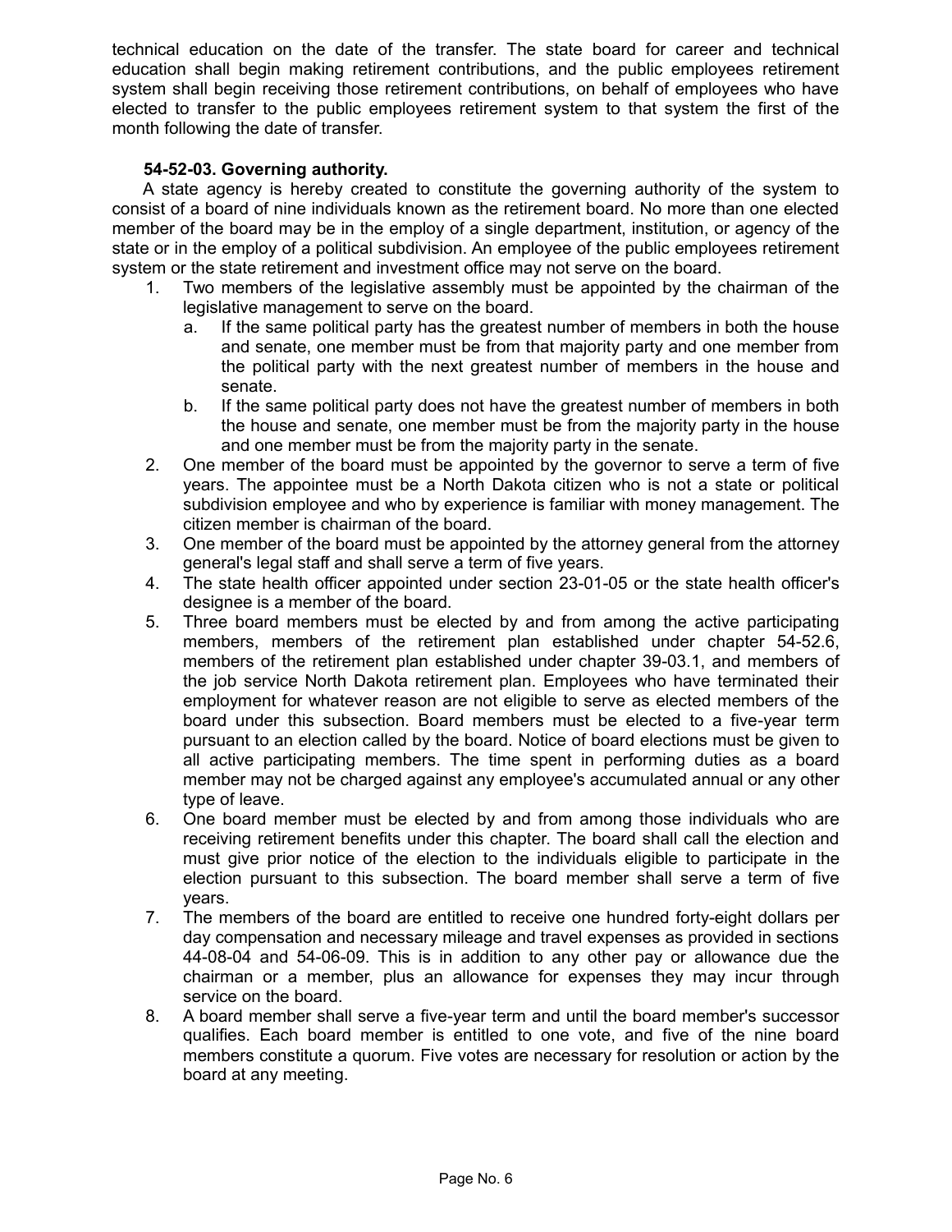technical education on the date of the transfer. The state board for career and technical education shall begin making retirement contributions, and the public employees retirement system shall begin receiving those retirement contributions, on behalf of employees who have elected to transfer to the public employees retirement system to that system the first of the month following the date of transfer.

**54-52-03. Governing authority.**

A state agency is hereby created to constitute the governing authority of the system to consist of a board of nine individuals known as the retirement board. No more than one elected member of the board may be in the employ of a single department, institution, or agency of the state or in the employ of a political subdivision. An employee of the public employees retirement system or the state retirement and investment office may not serve on the board.

1. Two members of the legislative assembly must be appointed by the chairman of the legislative management to serve on the board.
   a. If the same political party has the greatest number of members in both the house and senate, one member must be from that majority party and one member from the political party with the next greatest number of members in the house and senate.
   b. If the same political party does not have the greatest number of members in both the house and senate, one member must be from the majority party in the house and one member must be from the majority party in the senate.
2. One member of the board must be appointed by the governor to serve a term of five years. The appointee must be a North Dakota citizen who is not a state or political subdivision employee and who by experience is familiar with money management. The citizen member is chairman of the board.
3. One member of the board must be appointed by the attorney general from the attorney general's legal staff and shall serve a term of five years.
4. The state health officer appointed under section 23-01-05 or the state health officer's designee is a member of the board.
5. Three board members must be elected by and from among the active participating members, members of the retirement plan established under chapter 54-52.6, members of the retirement plan established under chapter 39-03.1, and members of the job service North Dakota retirement plan. Employees who have terminated their employment for whatever reason are not eligible to serve as elected members of the board under this subsection. Board members must be elected to a five-year term pursuant to an election called by the board. Notice of board elections must be given to all active participating members. The time spent in performing duties as a board member may not be charged against any employee's accumulated annual or any other type of leave.
6. One board member must be elected by and from among those individuals who are receiving retirement benefits under this chapter. The board shall call the election and must give prior notice of the election to the individuals eligible to participate in the election pursuant to this subsection. The board member shall serve a term of five years.
7. The members of the board are entitled to receive one hundred forty-eight dollars per day compensation and necessary mileage and travel expenses as provided in sections 44-08-04 and 54-06-09. This is in addition to any other pay or allowance due the chairman or a member, plus an allowance for expenses they may incur through service on the board.
8. A board member shall serve a five-year term and until the board member's successor qualifies. Each board member is entitled to one vote, and five of the nine board members constitute a quorum. Five votes are necessary for resolution or action by the board at any meeting.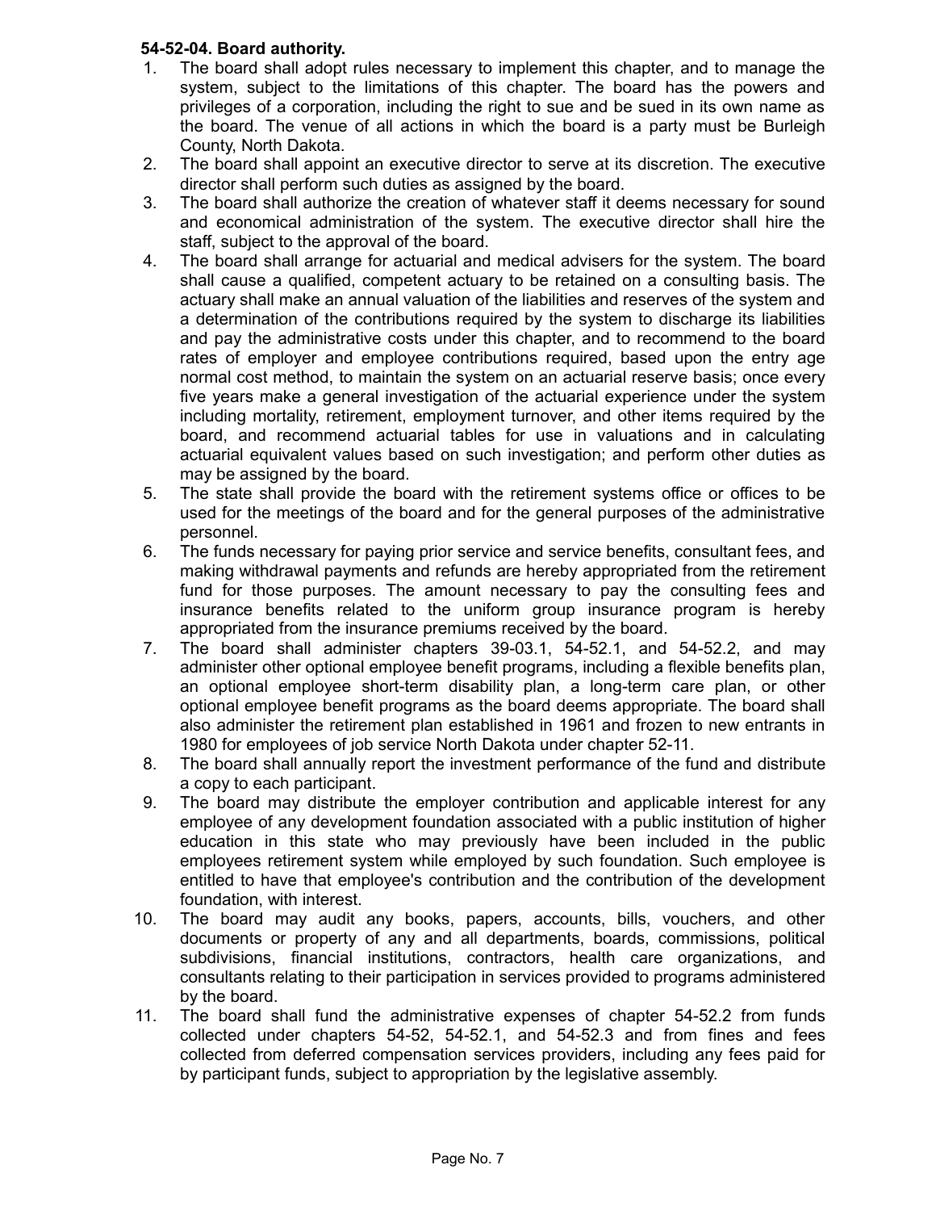**54-52-04. Board authority.**

1. The board shall adopt rules necessary to implement this chapter, and to manage the system, subject to the limitations of this chapter. The board has the powers and privileges of a corporation, including the right to sue and be sued in its own name as the board. The venue of all actions in which the board is a party must be Burleigh County, North Dakota.
2. The board shall appoint an executive director to serve at its discretion. The executive director shall perform such duties as assigned by the board.
3. The board shall authorize the creation of whatever staff it deems necessary for sound and economical administration of the system. The executive director shall hire the staff, subject to the approval of the board.
4. The board shall arrange for actuarial and medical advisers for the system. The board shall cause a qualified, competent actuary to be retained on a consulting basis. The actuary shall make an annual valuation of the liabilities and reserves of the system and a determination of the contributions required by the system to discharge its liabilities and pay the administrative costs under this chapter, and to recommend to the board rates of employer and employee contributions required, based upon the entry age normal cost method, to maintain the system on an actuarial reserve basis; once every five years make a general investigation of the actuarial experience under the system including mortality, retirement, employment turnover, and other items required by the board, and recommend actuarial tables for use in valuations and in calculating actuarial equivalent values based on such investigation; and perform other duties as may be assigned by the board.
5. The state shall provide the board with the retirement systems office or offices to be used for the meetings of the board and for the general purposes of the administrative personnel.
6. The funds necessary for paying prior service and service benefits, consultant fees, and making withdrawal payments and refunds are hereby appropriated from the retirement fund for those purposes. The amount necessary to pay the consulting fees and insurance benefits related to the uniform group insurance program is hereby appropriated from the insurance premiums received by the board.
7. The board shall administer chapters 39-03.1, 54-52.1, and 54-52.2, and may administer other optional employee benefit programs, including a flexible benefits plan, an optional employee short-term disability plan, a long-term care plan, or other optional employee benefit programs as the board deems appropriate. The board shall also administer the retirement plan established in 1961 and frozen to new entrants in 1980 for employees of job service North Dakota under chapter 52-11.
8. The board shall annually report the investment performance of the fund and distribute a copy to each participant.
9. The board may distribute the employer contribution and applicable interest for any employee of any development foundation associated with a public institution of higher education in this state who may previously have been included in the public employees retirement system while employed by such foundation. Such employee is entitled to have that employee's contribution and the contribution of the development foundation, with interest.
10. The board may audit any books, papers, accounts, bills, vouchers, and other documents or property of any and all departments, boards, commissions, political subdivisions, financial institutions, contractors, health care organizations, and consultants relating to their participation in services provided to programs administered by the board.
11. The board shall fund the administrative expenses of chapter 54-52.2 from funds collected under chapters 54-52, 54-52.1, and 54-52.3 and from fines and fees collected from deferred compensation services providers, including any fees paid for by participant funds, subject to appropriation by the legislative assembly.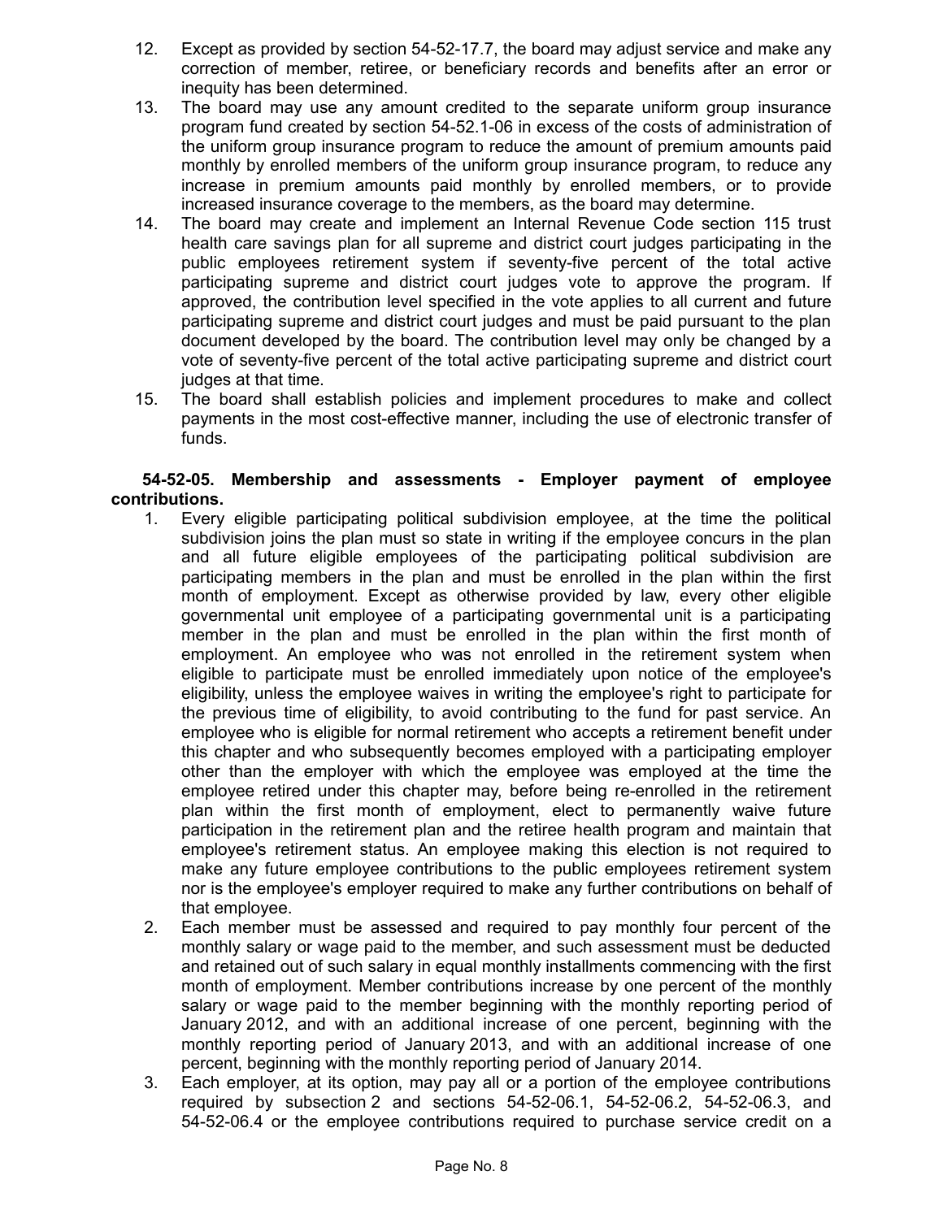12. Except as provided by section 54-52-17.7, the board may adjust service and make any correction of member, retiree, or beneficiary records and benefits after an error or inequity has been determined.
13. The board may use any amount credited to the separate uniform group insurance program fund created by section 54-52.1-06 in excess of the costs of administration of the uniform group insurance program to reduce the amount of premium amounts paid monthly by enrolled members of the uniform group insurance program, to reduce any increase in premium amounts paid monthly by enrolled members, or to provide increased insurance coverage to the members, as the board may determine.
14. The board may create and implement an Internal Revenue Code section 115 trust health care savings plan for all supreme and district court judges participating in the public employees retirement system if seventy-five percent of the total active participating supreme and district court judges vote to approve the program. If approved, the contribution level specified in the vote applies to all current and future participating supreme and district court judges and must be paid pursuant to the plan document developed by the board. The contribution level may only be changed by a vote of seventy-five percent of the total active participating supreme and district court judges at that time.
15. The board shall establish policies and implement procedures to make and collect payments in the most cost-effective manner, including the use of electronic transfer of funds.

**54-52-05. Membership and assessments - Employer payment of employee contributions.**

1. Every eligible participating political subdivision employee, at the time the political subdivision joins the plan must so state in writing if the employee concurs in the plan and all future eligible employees of the participating political subdivision are participating members in the plan and must be enrolled in the plan within the first month of employment. Except as otherwise provided by law, every other eligible governmental unit employee of a participating governmental unit is a participating member in the plan and must be enrolled in the plan within the first month of employment. An employee who was not enrolled in the retirement system when eligible to participate must be enrolled immediately upon notice of the employee's eligibility, unless the employee waives in writing the employee's right to participate for the previous time of eligibility, to avoid contributing to the fund for past service. An employee who is eligible for normal retirement who accepts a retirement benefit under this chapter and who subsequently becomes employed with a participating employer other than the employer with which the employee was employed at the time the employee retired under this chapter may, before being re-enrolled in the retirement plan within the first month of employment, elect to permanently waive future participation in the retirement plan and the retiree health program and maintain that employee's retirement status. An employee making this election is not required to make any future employee contributions to the public employees retirement system nor is the employee's employer required to make any further contributions on behalf of that employee.
2. Each member must be assessed and required to pay monthly four percent of the monthly salary or wage paid to the member, and such assessment must be deducted and retained out of such salary in equal monthly installments commencing with the first month of employment. Member contributions increase by one percent of the monthly salary or wage paid to the member beginning with the monthly reporting period of January 2012, and with an additional increase of one percent, beginning with the monthly reporting period of January 2013, and with an additional increase of one percent, beginning with the monthly reporting period of January 2014.
3. Each employer, at its option, may pay all or a portion of the employee contributions required by subsection 2 and sections 54-52-06.1, 54-52-06.2, 54-52-06.3, and 54-52-06.4 or the employee contributions required to purchase service credit on a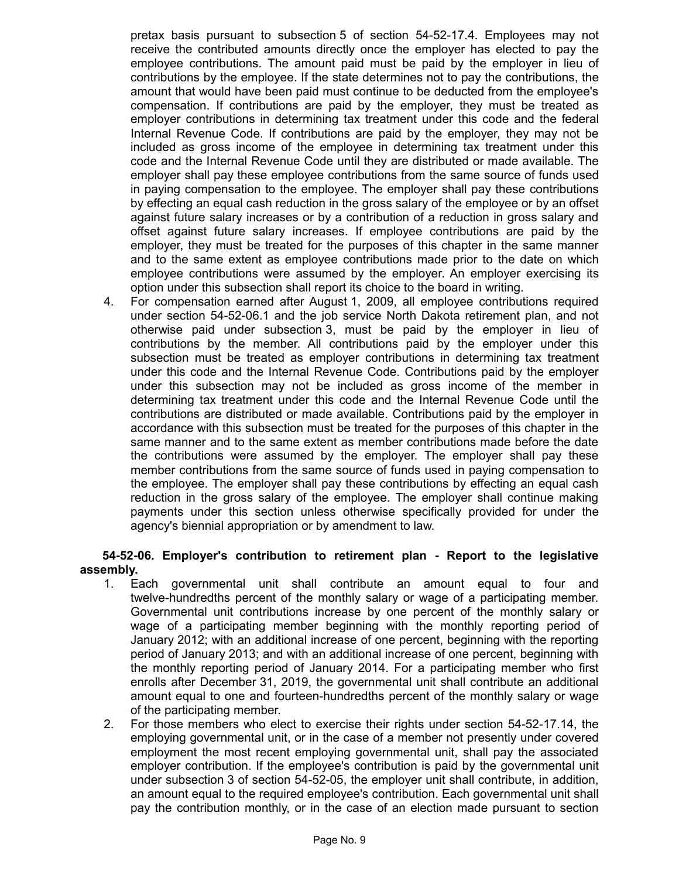pretax basis pursuant to subsection 5 of section 54-52-17.4. Employees may not receive the contributed amounts directly once the employer has elected to pay the employee contributions. The amount paid must be paid by the employer in lieu of contributions by the employee. If the state determines not to pay the contributions, the amount that would have been paid must continue to be deducted from the employee's compensation. If contributions are paid by the employer, they must be treated as employer contributions in determining tax treatment under this code and the federal Internal Revenue Code. If contributions are paid by the employer, they may not be included as gross income of the employee in determining tax treatment under this code and the Internal Revenue Code until they are distributed or made available. The employer shall pay these employee contributions from the same source of funds used in paying compensation to the employee. The employer shall pay these contributions by effecting an equal cash reduction in the gross salary of the employee or by an offset against future salary increases or by a contribution of a reduction in gross salary and offset against future salary increases. If employee contributions are paid by the employer, they must be treated for the purposes of this chapter in the same manner and to the same extent as employee contributions made prior to the date on which employee contributions were assumed by the employer. An employer exercising its option under this subsection shall report its choice to the board in writing.

4. For compensation earned after August 1, 2009, all employee contributions required under section 54-52-06.1 and the job service North Dakota retirement plan, and not otherwise paid under subsection 3, must be paid by the employer in lieu of contributions by the member. All contributions paid by the employer under this subsection must be treated as employer contributions in determining tax treatment under this code and the Internal Revenue Code. Contributions paid by the employer under this subsection may not be included as gross income of the member in determining tax treatment under this code and the Internal Revenue Code until the contributions are distributed or made available. Contributions paid by the employer in accordance with this subsection must be treated for the purposes of this chapter in the same manner and to the same extent as member contributions made before the date the contributions were assumed by the employer. The employer shall pay these member contributions from the same source of funds used in paying compensation to the employee. The employer shall pay these contributions by effecting an equal cash reduction in the gross salary of the employee. The employer shall continue making payments under this section unless otherwise specifically provided for under the agency's biennial appropriation or by amendment to law.

**54-52-06. Employer's contribution to retirement plan - Report to the legislative assembly.**

1. Each governmental unit shall contribute an amount equal to four and twelve-hundredths percent of the monthly salary or wage of a participating member. Governmental unit contributions increase by one percent of the monthly salary or wage of a participating member beginning with the monthly reporting period of January 2012; with an additional increase of one percent, beginning with the reporting period of January 2013; and with an additional increase of one percent, beginning with the monthly reporting period of January 2014. For a participating member who first enrolls after December 31, 2019, the governmental unit shall contribute an additional amount equal to one and fourteen-hundredths percent of the monthly salary or wage of the participating member.

2. For those members who elect to exercise their rights under section 54-52-17.14, the employing governmental unit, or in the case of a member not presently under covered employment the most recent employing governmental unit, shall pay the associated employer contribution. If the employee's contribution is paid by the governmental unit under subsection 3 of section 54-52-05, the employer unit shall contribute, in addition, an amount equal to the required employee's contribution. Each governmental unit shall pay the contribution monthly, or in the case of an election made pursuant to section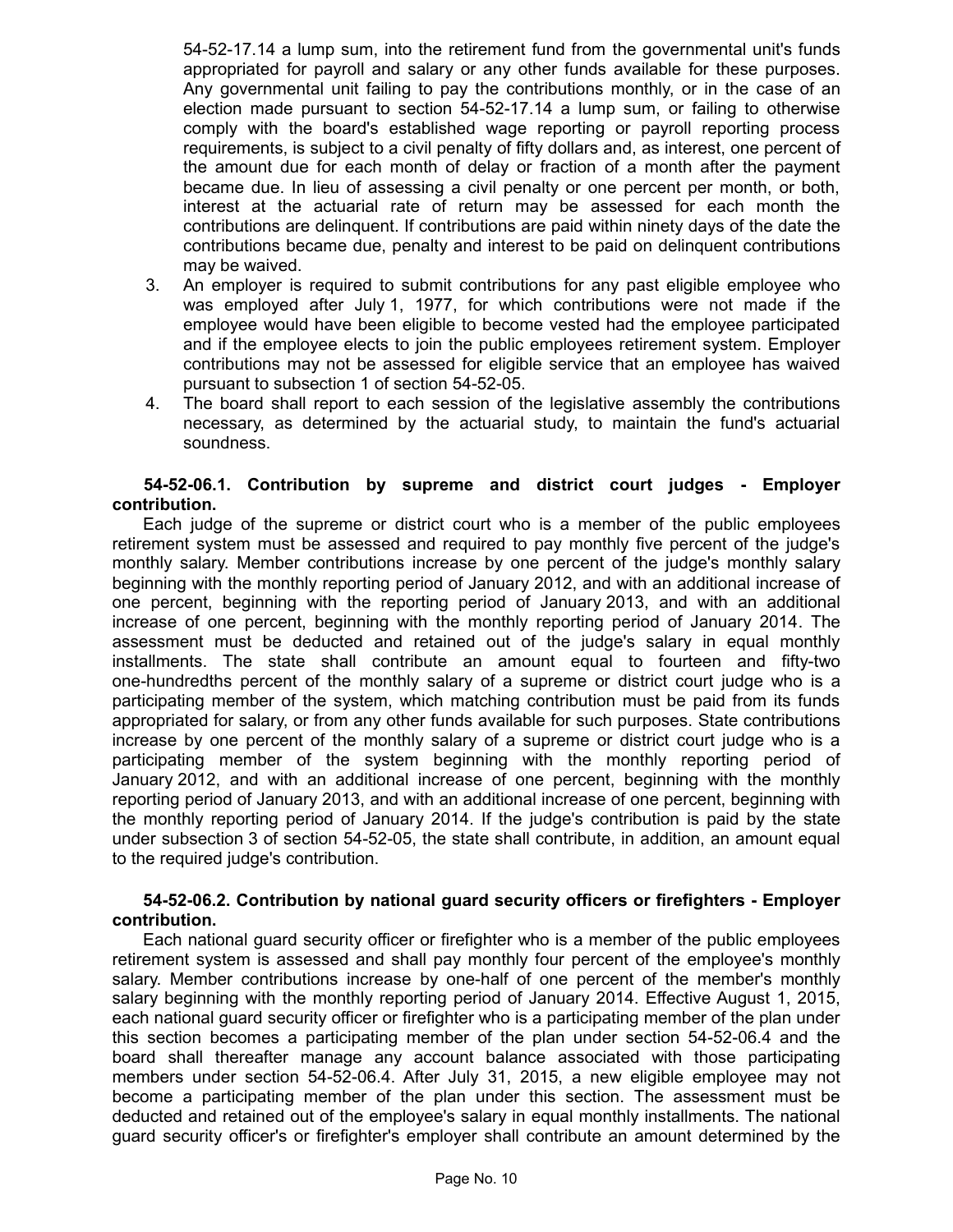54-52-17.14 a lump sum, into the retirement fund from the governmental unit's funds appropriated for payroll and salary or any other funds available for these purposes. Any governmental unit failing to pay the contributions monthly, or in the case of an election made pursuant to section 54-52-17.14 a lump sum, or failing to otherwise comply with the board's established wage reporting or payroll reporting process requirements, is subject to a civil penalty of fifty dollars and, as interest, one percent of the amount due for each month of delay or fraction of a month after the payment became due. In lieu of assessing a civil penalty or one percent per month, or both, interest at the actuarial rate of return may be assessed for each month the contributions are delinquent. If contributions are paid within ninety days of the date the contributions became due, penalty and interest to be paid on delinquent contributions may be waived.

3. An employer is required to submit contributions for any past eligible employee who was employed after July 1, 1977, for which contributions were not made if the employee would have been eligible to become vested had the employee participated and if the employee elects to join the public employees retirement system. Employer contributions may not be assessed for eligible service that an employee has waived pursuant to subsection 1 of section 54-52-05.
4. The board shall report to each session of the legislative assembly the contributions necessary, as determined by the actuarial study, to maintain the fund's actuarial soundness.

**54-52-06.1. Contribution by supreme and district court judges - Employer contribution.**

Each judge of the supreme or district court who is a member of the public employees retirement system must be assessed and required to pay monthly five percent of the judge's monthly salary. Member contributions increase by one percent of the judge's monthly salary beginning with the monthly reporting period of January 2012, and with an additional increase of one percent, beginning with the reporting period of January 2013, and with an additional increase of one percent, beginning with the monthly reporting period of January 2014. The assessment must be deducted and retained out of the judge's salary in equal monthly installments. The state shall contribute an amount equal to fourteen and fifty-two one-hundredths percent of the monthly salary of a supreme or district court judge who is a participating member of the system, which matching contribution must be paid from its funds appropriated for salary, or from any other funds available for such purposes. State contributions increase by one percent of the monthly salary of a supreme or district court judge who is a participating member of the system beginning with the monthly reporting period of January 2012, and with an additional increase of one percent, beginning with the monthly reporting period of January 2013, and with an additional increase of one percent, beginning with the monthly reporting period of January 2014. If the judge's contribution is paid by the state under subsection 3 of section 54-52-05, the state shall contribute, in addition, an amount equal to the required judge's contribution.

**54-52-06.2. Contribution by national guard security officers or firefighters - Employer contribution.**

Each national guard security officer or firefighter who is a member of the public employees retirement system is assessed and shall pay monthly four percent of the employee's monthly salary. Member contributions increase by one-half of one percent of the member's monthly salary beginning with the monthly reporting period of January 2014. Effective August 1, 2015, each national guard security officer or firefighter who is a participating member of the plan under this section becomes a participating member of the plan under section 54-52-06.4 and the board shall thereafter manage any account balance associated with those participating members under section 54-52-06.4. After July 31, 2015, a new eligible employee may not become a participating member of the plan under this section. The assessment must be deducted and retained out of the employee's salary in equal monthly installments. The national guard security officer's or firefighter's employer shall contribute an amount determined by the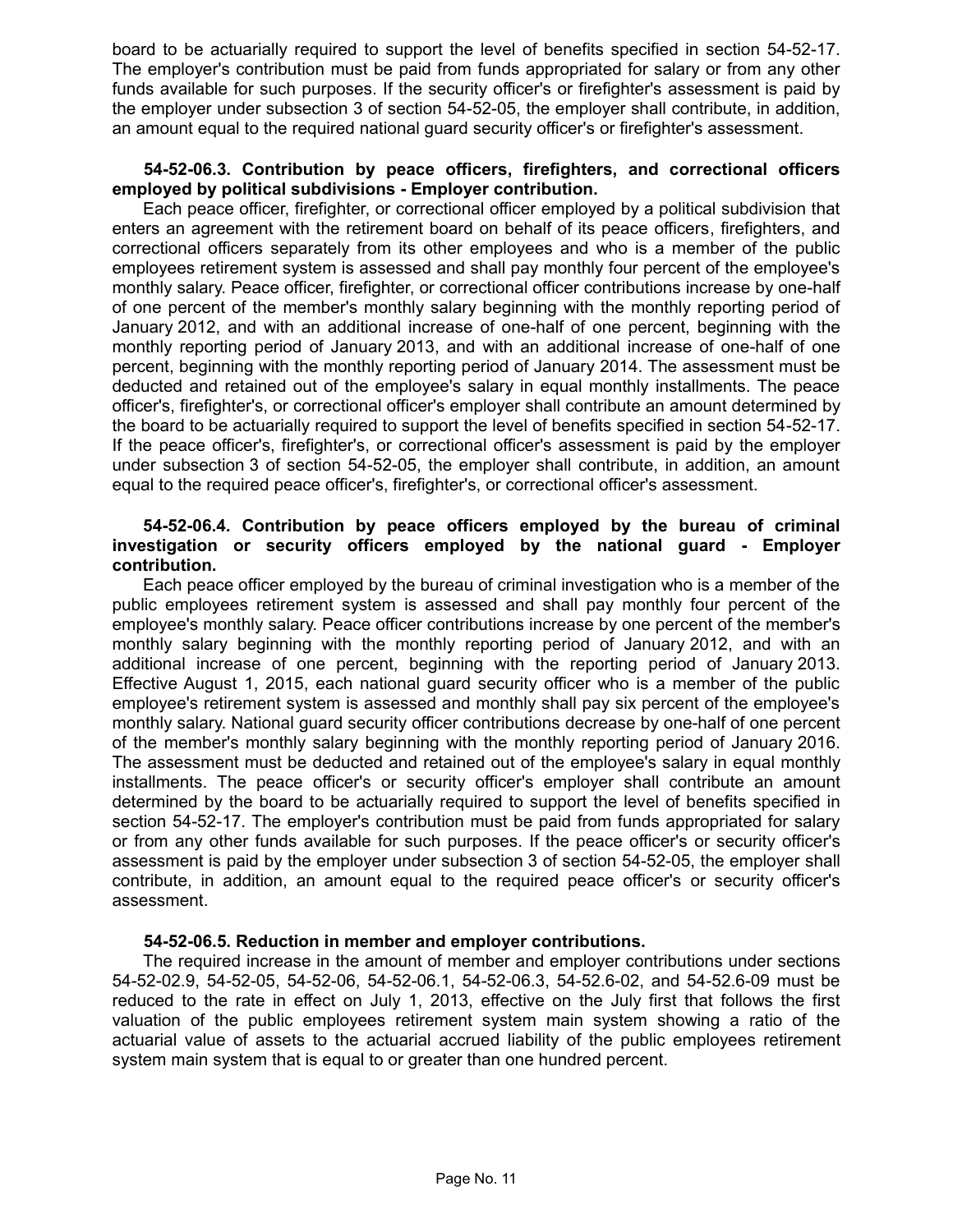board to be actuarially required to support the level of benefits specified in section 54-52-17. The employer's contribution must be paid from funds appropriated for salary or from any other funds available for such purposes. If the security officer's or firefighter's assessment is paid by the employer under subsection 3 of section 54-52-05, the employer shall contribute, in addition, an amount equal to the required national guard security officer's or firefighter's assessment.

**54-52-06.3. Contribution by peace officers, firefighters, and correctional officers employed by political subdivisions - Employer contribution.**

Each peace officer, firefighter, or correctional officer employed by a political subdivision that enters an agreement with the retirement board on behalf of its peace officers, firefighters, and correctional officers separately from its other employees and who is a member of the public employees retirement system is assessed and shall pay monthly four percent of the employee's monthly salary. Peace officer, firefighter, or correctional officer contributions increase by one-half of one percent of the member's monthly salary beginning with the monthly reporting period of January 2012, and with an additional increase of one-half of one percent, beginning with the monthly reporting period of January 2013, and with an additional increase of one-half of one percent, beginning with the monthly reporting period of January 2014. The assessment must be deducted and retained out of the employee's salary in equal monthly installments. The peace officer's, firefighter's, or correctional officer's employer shall contribute an amount determined by the board to be actuarially required to support the level of benefits specified in section 54-52-17. If the peace officer's, firefighter's, or correctional officer's assessment is paid by the employer under subsection 3 of section 54-52-05, the employer shall contribute, in addition, an amount equal to the required peace officer's, firefighter's, or correctional officer's assessment.

**54-52-06.4. Contribution by peace officers employed by the bureau of criminal investigation or security officers employed by the national guard - Employer contribution.**

Each peace officer employed by the bureau of criminal investigation who is a member of the public employees retirement system is assessed and shall pay monthly four percent of the employee's monthly salary. Peace officer contributions increase by one percent of the member's monthly salary beginning with the monthly reporting period of January 2012, and with an additional increase of one percent, beginning with the reporting period of January 2013. Effective August 1, 2015, each national guard security officer who is a member of the public employee's retirement system is assessed and monthly shall pay six percent of the employee's monthly salary. National guard security officer contributions decrease by one-half of one percent of the member's monthly salary beginning with the monthly reporting period of January 2016. The assessment must be deducted and retained out of the employee's salary in equal monthly installments. The peace officer's or security officer's employer shall contribute an amount determined by the board to be actuarially required to support the level of benefits specified in section 54-52-17. The employer's contribution must be paid from funds appropriated for salary or from any other funds available for such purposes. If the peace officer's or security officer's assessment is paid by the employer under subsection 3 of section 54-52-05, the employer shall contribute, in addition, an amount equal to the required peace officer's or security officer's assessment.

**54-52-06.5. Reduction in member and employer contributions.**

The required increase in the amount of member and employer contributions under sections 54-52-02.9, 54-52-05, 54-52-06, 54-52-06.1, 54-52-06.3, 54-52.6-02, and 54-52.6-09 must be reduced to the rate in effect on July 1, 2013, effective on the July first that follows the first valuation of the public employees retirement system main system showing a ratio of the actuarial value of assets to the actuarial accrued liability of the public employees retirement system main system that is equal to or greater than one hundred percent.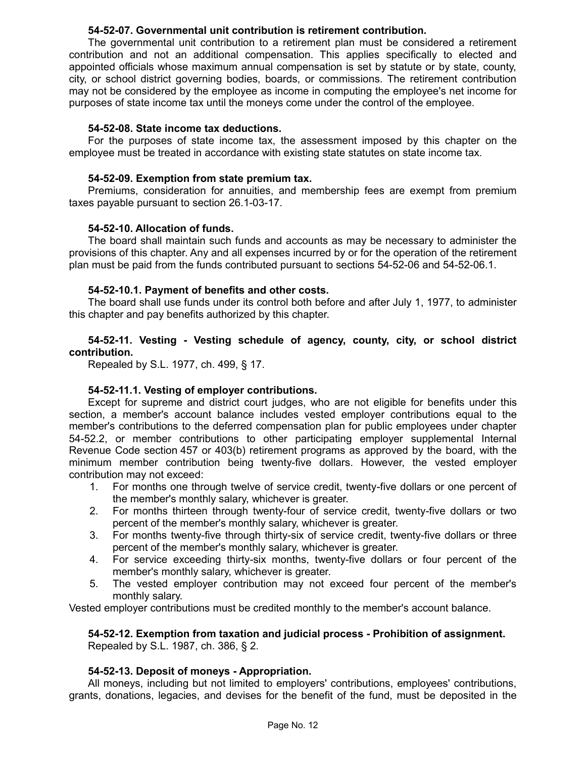**54-52-07. Governmental unit contribution is retirement contribution.**

The governmental unit contribution to a retirement plan must be considered a retirement contribution and not an additional compensation. This applies specifically to elected and appointed officials whose maximum annual compensation is set by statute or by state, county, city, or school district governing bodies, boards, or commissions. The retirement contribution may not be considered by the employee as income in computing the employee's net income for purposes of state income tax until the moneys come under the control of the employee.

**54-52-08. State income tax deductions.**

For the purposes of state income tax, the assessment imposed by this chapter on the employee must be treated in accordance with existing state statutes on state income tax.

**54-52-09. Exemption from state premium tax.**

Premiums, consideration for annuities, and membership fees are exempt from premium taxes payable pursuant to section 26.1-03-17.

**54-52-10. Allocation of funds.**

The board shall maintain such funds and accounts as may be necessary to administer the provisions of this chapter. Any and all expenses incurred by or for the operation of the retirement plan must be paid from the funds contributed pursuant to sections 54-52-06 and 54-52-06.1.

**54-52-10.1. Payment of benefits and other costs.**

The board shall use funds under its control both before and after July 1, 1977, to administer this chapter and pay benefits authorized by this chapter.

**54-52-11. Vesting - Vesting schedule of agency, county, city, or school district contribution.**

Repealed by S.L. 1977, ch. 499, § 17.

**54-52-11.1. Vesting of employer contributions.**

Except for supreme and district court judges, who are not eligible for benefits under this section, a member's account balance includes vested employer contributions equal to the member's contributions to the deferred compensation plan for public employees under chapter 54-52.2, or member contributions to other participating employer supplemental Internal Revenue Code section 457 or 403(b) retirement programs as approved by the board, with the minimum member contribution being twenty-five dollars. However, the vested employer contribution may not exceed:

1. For months one through twelve of service credit, twenty-five dollars or one percent of the member's monthly salary, whichever is greater.
2. For months thirteen through twenty-four of service credit, twenty-five dollars or two percent of the member's monthly salary, whichever is greater.
3. For months twenty-five through thirty-six of service credit, twenty-five dollars or three percent of the member's monthly salary, whichever is greater.
4. For service exceeding thirty-six months, twenty-five dollars or four percent of the member's monthly salary, whichever is greater.
5. The vested employer contribution may not exceed four percent of the member's monthly salary.

Vested employer contributions must be credited monthly to the member's account balance.

**54-52-12. Exemption from taxation and judicial process - Prohibition of assignment.**

Repealed by S.L. 1987, ch. 386, § 2.

**54-52-13. Deposit of moneys - Appropriation.**

All moneys, including but not limited to employers' contributions, employees' contributions, grants, donations, legacies, and devises for the benefit of the fund, must be deposited in the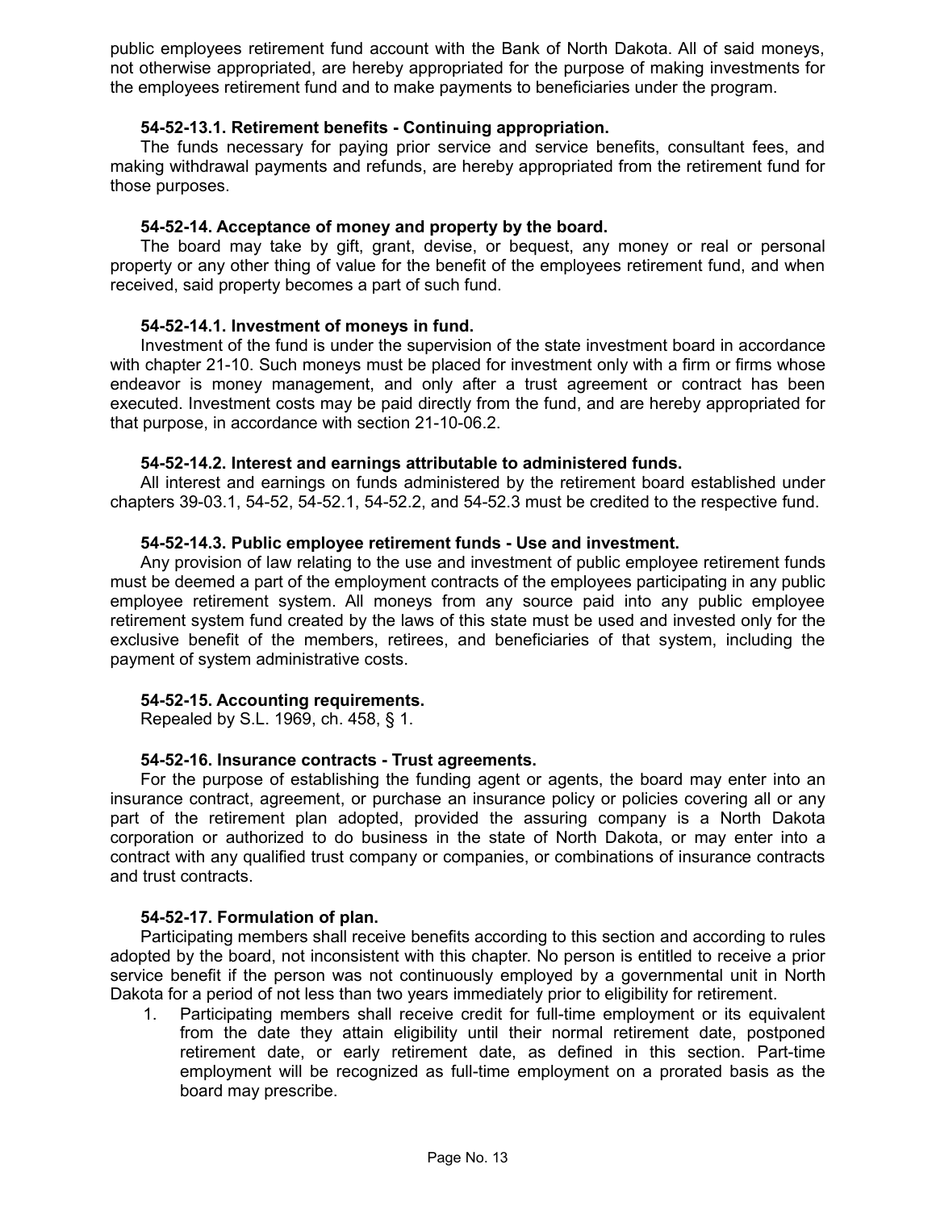public employees retirement fund account with the Bank of North Dakota. All of said moneys, not otherwise appropriated, are hereby appropriated for the purpose of making investments for the employees retirement fund and to make payments to beneficiaries under the program.

**54-52-13.1. Retirement benefits - Continuing appropriation.**

The funds necessary for paying prior service and service benefits, consultant fees, and making withdrawal payments and refunds, are hereby appropriated from the retirement fund for those purposes.

**54-52-14. Acceptance of money and property by the board.**

The board may take by gift, grant, devise, or bequest, any money or real or personal property or any other thing of value for the benefit of the employees retirement fund, and when received, said property becomes a part of such fund.

**54-52-14.1. Investment of moneys in fund.**

Investment of the fund is under the supervision of the state investment board in accordance with chapter 21-10. Such moneys must be placed for investment only with a firm or firms whose endeavor is money management, and only after a trust agreement or contract has been executed. Investment costs may be paid directly from the fund, and are hereby appropriated for that purpose, in accordance with section 21-10-06.2.

**54-52-14.2. Interest and earnings attributable to administered funds.**

All interest and earnings on funds administered by the retirement board established under chapters 39-03.1, 54-52, 54-52.1, 54-52.2, and 54-52.3 must be credited to the respective fund.

**54-52-14.3. Public employee retirement funds - Use and investment.**

Any provision of law relating to the use and investment of public employee retirement funds must be deemed a part of the employment contracts of the employees participating in any public employee retirement system. All moneys from any source paid into any public employee retirement system fund created by the laws of this state must be used and invested only for the exclusive benefit of the members, retirees, and beneficiaries of that system, including the payment of system administrative costs.

**54-52-15. Accounting requirements.**

Repealed by S.L. 1969, ch. 458, § 1.

**54-52-16. Insurance contracts - Trust agreements.**

For the purpose of establishing the funding agent or agents, the board may enter into an insurance contract, agreement, or purchase an insurance policy or policies covering all or any part of the retirement plan adopted, provided the assuring company is a North Dakota corporation or authorized to do business in the state of North Dakota, or may enter into a contract with any qualified trust company or companies, or combinations of insurance contracts and trust contracts.

**54-52-17. Formulation of plan.**

Participating members shall receive benefits according to this section and according to rules adopted by the board, not inconsistent with this chapter. No person is entitled to receive a prior service benefit if the person was not continuously employed by a governmental unit in North Dakota for a period of not less than two years immediately prior to eligibility for retirement.

1. Participating members shall receive credit for full-time employment or its equivalent from the date they attain eligibility until their normal retirement date, postponed retirement date, or early retirement date, as defined in this section. Part-time employment will be recognized as full-time employment on a prorated basis as the board may prescribe.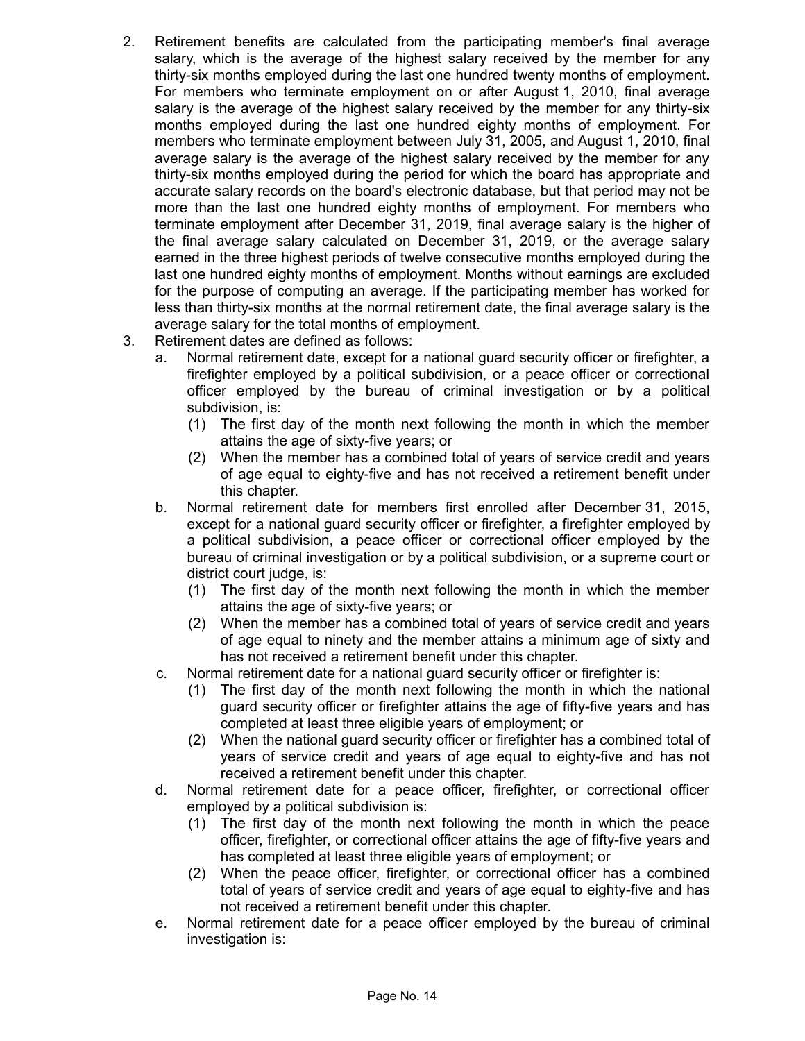2. Retirement benefits are calculated from the participating member's final average salary, which is the average of the highest salary received by the member for any thirty-six months employed during the last one hundred twenty months of employment. For members who terminate employment on or after August 1, 2010, final average salary is the average of the highest salary received by the member for any thirty-six months employed during the last one hundred eighty months of employment. For members who terminate employment between July 31, 2005, and August 1, 2010, final average salary is the average of the highest salary received by the member for any thirty-six months employed during the period for which the board has appropriate and accurate salary records on the board's electronic database, but that period may not be more than the last one hundred eighty months of employment. For members who terminate employment after December 31, 2019, final average salary is the higher of the final average salary calculated on December 31, 2019, or the average salary earned in the three highest periods of twelve consecutive months employed during the last one hundred eighty months of employment. Months without earnings are excluded for the purpose of computing an average. If the participating member has worked for less than thirty-six months at the normal retirement date, the final average salary is the average salary for the total months of employment.
3. Retirement dates are defined as follows:
   a. Normal retirement date, except for a national guard security officer or firefighter, a firefighter employed by a political subdivision, or a peace officer or correctional officer employed by the bureau of criminal investigation or by a political subdivision, is:
      (1) The first day of the month next following the month in which the member attains the age of sixty-five years; or
      (2) When the member has a combined total of years of service credit and years of age equal to eighty-five and has not received a retirement benefit under this chapter.
   b. Normal retirement date for members first enrolled after December 31, 2015, except for a national guard security officer or firefighter, a firefighter employed by a political subdivision, a peace officer or correctional officer employed by the bureau of criminal investigation or by a political subdivision, or a supreme court or district court judge, is:
      (1) The first day of the month next following the month in which the member attains the age of sixty-five years; or
      (2) When the member has a combined total of years of service credit and years of age equal to ninety and the member attains a minimum age of sixty and has not received a retirement benefit under this chapter.
   c. Normal retirement date for a national guard security officer or firefighter is:
      (1) The first day of the month next following the month in which the national guard security officer or firefighter attains the age of fifty-five years and has completed at least three eligible years of employment; or
      (2) When the national guard security officer or firefighter has a combined total of years of service credit and years of age equal to eighty-five and has not received a retirement benefit under this chapter.
   d. Normal retirement date for a peace officer, firefighter, or correctional officer employed by a political subdivision is:
      (1) The first day of the month next following the month in which the peace officer, firefighter, or correctional officer attains the age of fifty-five years and has completed at least three eligible years of employment; or
      (2) When the peace officer, firefighter, or correctional officer has a combined total of years of service credit and years of age equal to eighty-five and has not received a retirement benefit under this chapter.
   e. Normal retirement date for a peace officer employed by the bureau of criminal investigation is: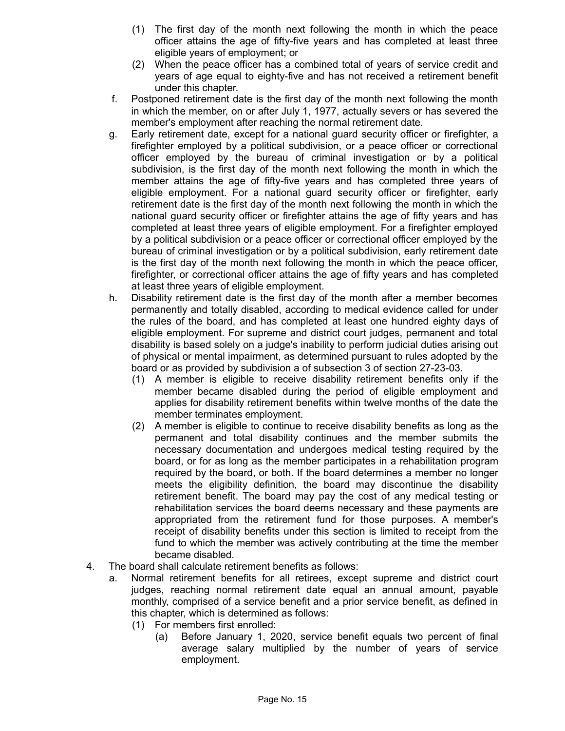(1) The first day of the month next following the month in which the peace officer attains the age of fifty-five years and has completed at least three eligible years of employment; or

(2) When the peace officer has a combined total of years of service credit and years of age equal to eighty-five and has not received a retirement benefit under this chapter.

f. Postponed retirement date is the first day of the month next following the month in which the member, on or after July 1, 1977, actually severs or has severed the member's employment after reaching the normal retirement date.

g. Early retirement date, except for a national guard security officer or firefighter, a firefighter employed by a political subdivision, or a peace officer or correctional officer employed by the bureau of criminal investigation or by a political subdivision, is the first day of the month next following the month in which the member attains the age of fifty-five years and has completed three years of eligible employment. For a national guard security officer or firefighter, early retirement date is the first day of the month next following the month in which the national guard security officer or firefighter attains the age of fifty years and has completed at least three years of eligible employment. For a firefighter employed by a political subdivision or a peace officer or correctional officer employed by the bureau of criminal investigation or by a political subdivision, early retirement date is the first day of the month next following the month in which the peace officer, firefighter, or correctional officer attains the age of fifty years and has completed at least three years of eligible employment.

h. Disability retirement date is the first day of the month after a member becomes permanently and totally disabled, according to medical evidence called for under the rules of the board, and has completed at least one hundred eighty days of eligible employment. For supreme and district court judges, permanent and total disability is based solely on a judge's inability to perform judicial duties arising out of physical or mental impairment, as determined pursuant to rules adopted by the board or as provided by subdivision a of subsection 3 of section 27-23-03.

(1) A member is eligible to receive disability retirement benefits only if the member became disabled during the period of eligible employment and applies for disability retirement benefits within twelve months of the date the member terminates employment.

(2) A member is eligible to continue to receive disability benefits as long as the permanent and total disability continues and the member submits the necessary documentation and undergoes medical testing required by the board, or for as long as the member participates in a rehabilitation program required by the board, or both. If the board determines a member no longer meets the eligibility definition, the board may discontinue the disability retirement benefit. The board may pay the cost of any medical testing or rehabilitation services the board deems necessary and these payments are appropriated from the retirement fund for those purposes. A member's receipt of disability benefits under this section is limited to receipt from the fund to which the member was actively contributing at the time the member became disabled.

4. The board shall calculate retirement benefits as follows:

a. Normal retirement benefits for all retirees, except supreme and district court judges, reaching normal retirement date equal an annual amount, payable monthly, comprised of a service benefit and a prior service benefit, as defined in this chapter, which is determined as follows:

(1) For members first enrolled:

(a) Before January 1, 2020, service benefit equals two percent of final average salary multiplied by the number of years of service employment.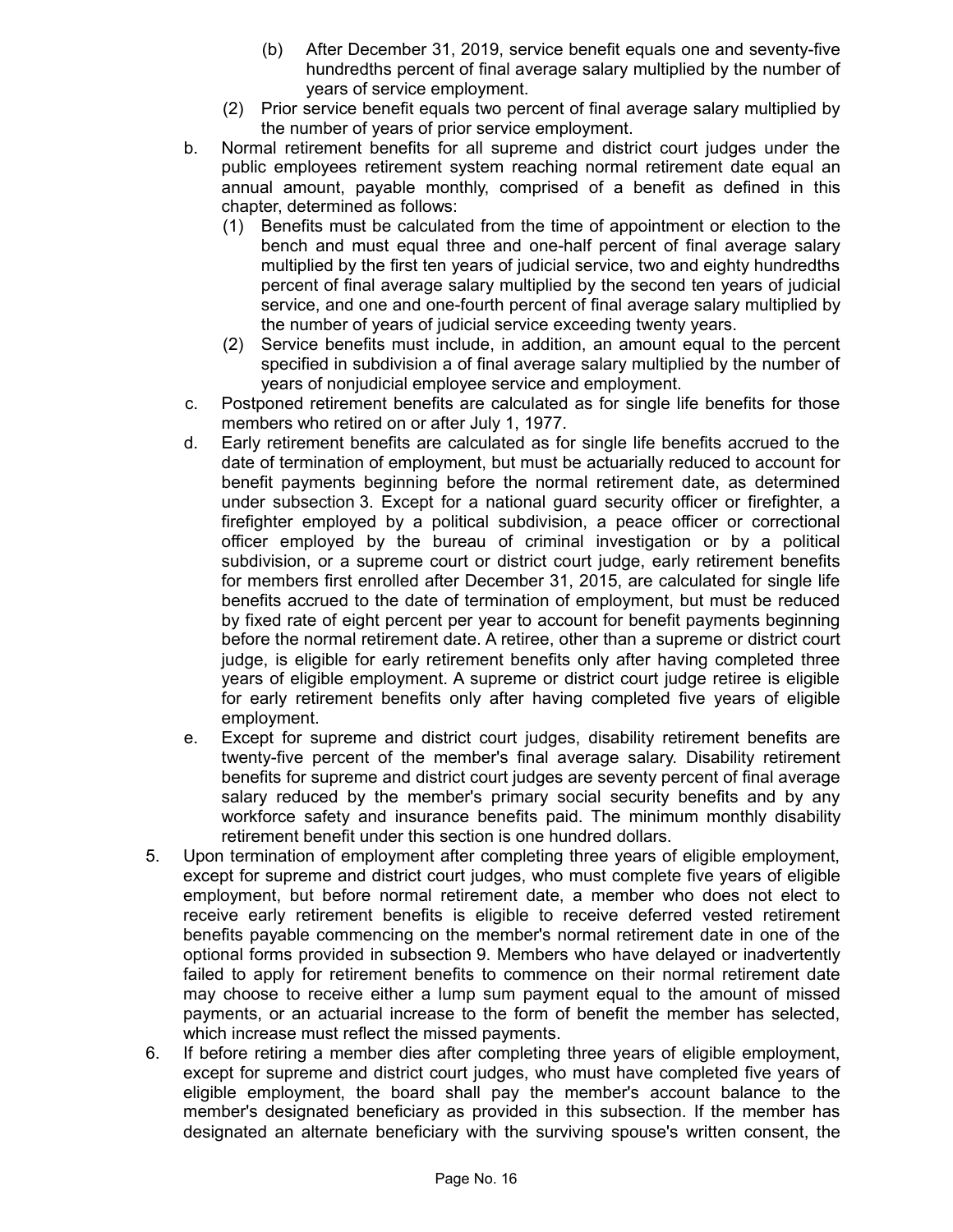(b) After December 31, 2019, service benefit equals one and seventy-five hundredths percent of final average salary multiplied by the number of years of service employment.

(2) Prior service benefit equals two percent of final average salary multiplied by the number of years of prior service employment.

b. Normal retirement benefits for all supreme and district court judges under the public employees retirement system reaching normal retirement date equal an annual amount, payable monthly, comprised of a benefit as defined in this chapter, determined as follows:

(1) Benefits must be calculated from the time of appointment or election to the bench and must equal three and one-half percent of final average salary multiplied by the first ten years of judicial service, two and eighty hundredths percent of final average salary multiplied by the second ten years of judicial service, and one and one-fourth percent of final average salary multiplied by the number of years of judicial service exceeding twenty years.

(2) Service benefits must include, in addition, an amount equal to the percent specified in subdivision a of final average salary multiplied by the number of years of nonjudicial employee service and employment.

c. Postponed retirement benefits are calculated as for single life benefits for those members who retired on or after July 1, 1977.

d. Early retirement benefits are calculated as for single life benefits accrued to the date of termination of employment, but must be actuarially reduced to account for benefit payments beginning before the normal retirement date, as determined under subsection 3. Except for a national guard security officer or firefighter, a firefighter employed by a political subdivision, a peace officer or correctional officer employed by the bureau of criminal investigation or by a political subdivision, or a supreme court or district court judge, early retirement benefits for members first enrolled after December 31, 2015, are calculated for single life benefits accrued to the date of termination of employment, but must be reduced by fixed rate of eight percent per year to account for benefit payments beginning before the normal retirement date. A retiree, other than a supreme or district court judge, is eligible for early retirement benefits only after having completed three years of eligible employment. A supreme or district court judge retiree is eligible for early retirement benefits only after having completed five years of eligible employment.

e. Except for supreme and district court judges, disability retirement benefits are twenty-five percent of the member's final average salary. Disability retirement benefits for supreme and district court judges are seventy percent of final average salary reduced by the member's primary social security benefits and by any workforce safety and insurance benefits paid. The minimum monthly disability retirement benefit under this section is one hundred dollars.

5. Upon termination of employment after completing three years of eligible employment, except for supreme and district court judges, who must complete five years of eligible employment, but before normal retirement date, a member who does not elect to receive early retirement benefits is eligible to receive deferred vested retirement benefits payable commencing on the member's normal retirement date in one of the optional forms provided in subsection 9. Members who have delayed or inadvertently failed to apply for retirement benefits to commence on their normal retirement date may choose to receive either a lump sum payment equal to the amount of missed payments, or an actuarial increase to the form of benefit the member has selected, which increase must reflect the missed payments.

6. If before retiring a member dies after completing three years of eligible employment, except for supreme and district court judges, who must have completed five years of eligible employment, the board shall pay the member's account balance to the member's designated beneficiary as provided in this subsection. If the member has designated an alternate beneficiary with the surviving spouse's written consent, the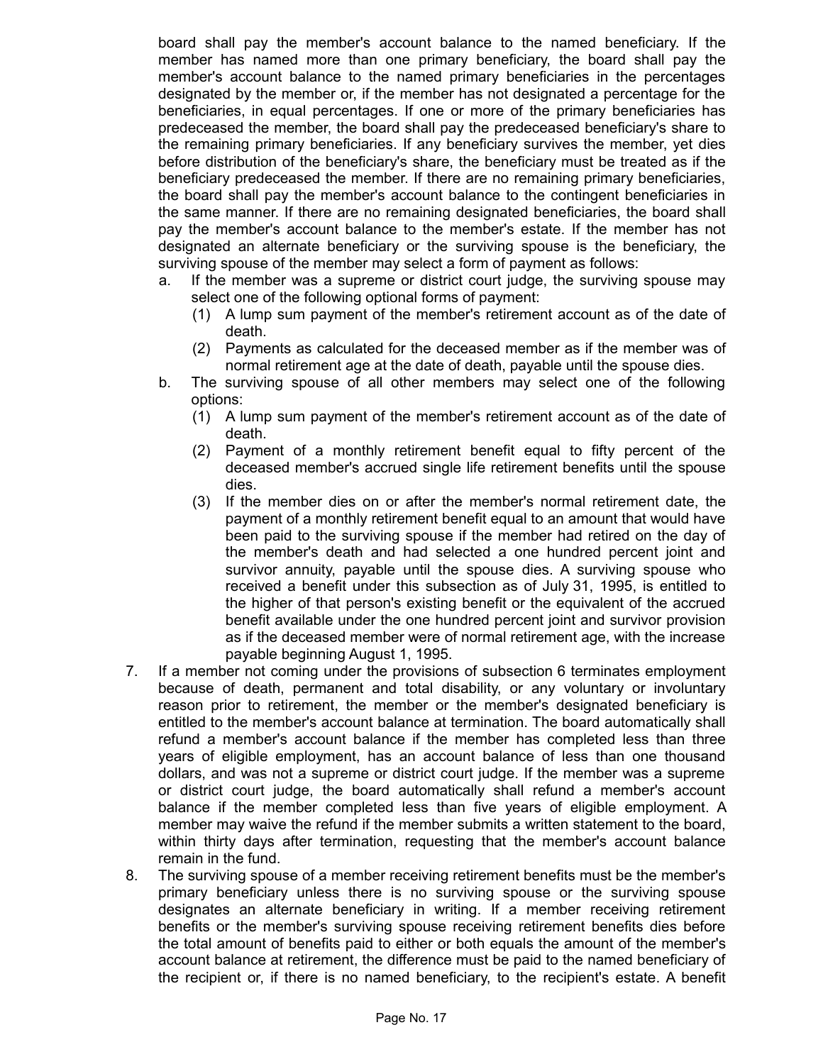board shall pay the member's account balance to the named beneficiary. If the member has named more than one primary beneficiary, the board shall pay the member's account balance to the named primary beneficiaries in the percentages designated by the member or, if the member has not designated a percentage for the beneficiaries, in equal percentages. If one or more of the primary beneficiaries has predeceased the member, the board shall pay the predeceased beneficiary's share to the remaining primary beneficiaries. If any beneficiary survives the member, yet dies before distribution of the beneficiary's share, the beneficiary must be treated as if the beneficiary predeceased the member. If there are no remaining primary beneficiaries, the board shall pay the member's account balance to the contingent beneficiaries in the same manner. If there are no remaining designated beneficiaries, the board shall pay the member's account balance to the member's estate. If the member has not designated an alternate beneficiary or the surviving spouse is the beneficiary, the surviving spouse of the member may select a form of payment as follows:

a. If the member was a supreme or district court judge, the surviving spouse may select one of the following optional forms of payment:
   (1) A lump sum payment of the member's retirement account as of the date of death.
   (2) Payments as calculated for the deceased member as if the member was of normal retirement age at the date of death, payable until the spouse dies.
b. The surviving spouse of all other members may select one of the following options:
   (1) A lump sum payment of the member's retirement account as of the date of death.
   (2) Payment of a monthly retirement benefit equal to fifty percent of the deceased member's accrued single life retirement benefits until the spouse dies.
   (3) If the member dies on or after the member's normal retirement date, the payment of a monthly retirement benefit equal to an amount that would have been paid to the surviving spouse if the member had retired on the day of the member's death and had selected a one hundred percent joint and survivor annuity, payable until the spouse dies. A surviving spouse who received a benefit under this subsection as of July 31, 1995, is entitled to the higher of that person's existing benefit or the equivalent of the accrued benefit available under the one hundred percent joint and survivor provision as if the deceased member were of normal retirement age, with the increase payable beginning August 1, 1995.

7. If a member not coming under the provisions of subsection 6 terminates employment because of death, permanent and total disability, or any voluntary or involuntary reason prior to retirement, the member or the member's designated beneficiary is entitled to the member's account balance at termination. The board automatically shall refund a member's account balance if the member has completed less than three years of eligible employment, has an account balance of less than one thousand dollars, and was not a supreme or district court judge. If the member was a supreme or district court judge, the board automatically shall refund a member's account balance if the member completed less than five years of eligible employment. A member may waive the refund if the member submits a written statement to the board, within thirty days after termination, requesting that the member's account balance remain in the fund.
8. The surviving spouse of a member receiving retirement benefits must be the member's primary beneficiary unless there is no surviving spouse or the surviving spouse designates an alternate beneficiary in writing. If a member receiving retirement benefits or the member's surviving spouse receiving retirement benefits dies before the total amount of benefits paid to either or both equals the amount of the member's account balance at retirement, the difference must be paid to the named beneficiary of the recipient or, if there is no named beneficiary, to the recipient's estate. A benefit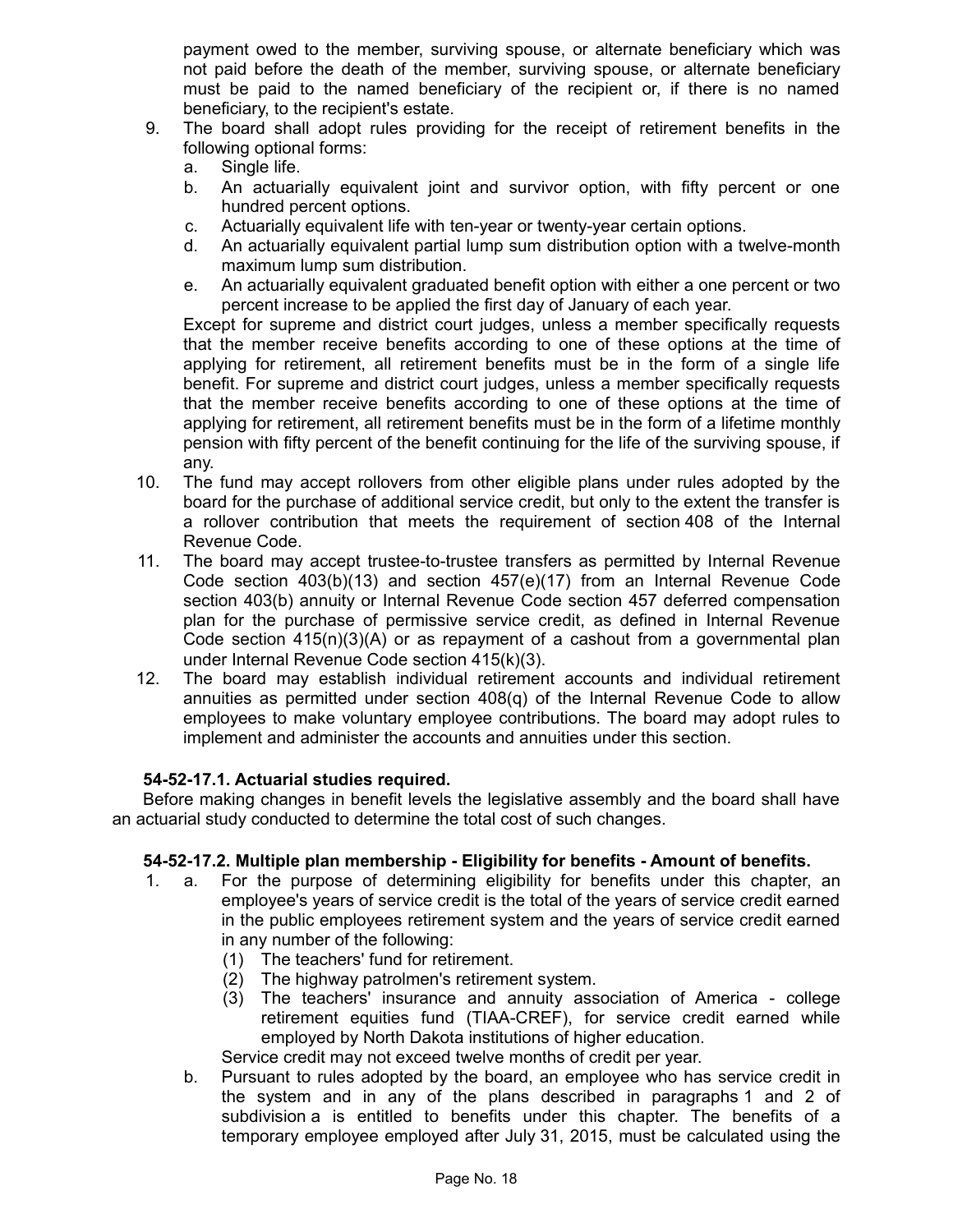payment owed to the member, surviving spouse, or alternate beneficiary which was not paid before the death of the member, surviving spouse, or alternate beneficiary must be paid to the named beneficiary of the recipient or, if there is no named beneficiary, to the recipient's estate.

9. The board shall adopt rules providing for the receipt of retirement benefits in the following optional forms:
   a. Single life.
   b. An actuarially equivalent joint and survivor option, with fifty percent or one hundred percent options.
   c. Actuarially equivalent life with ten-year or twenty-year certain options.
   d. An actuarially equivalent partial lump sum distribution option with a twelve-month maximum lump sum distribution.
   e. An actuarially equivalent graduated benefit option with either a one percent or two percent increase to be applied the first day of January of each year.

   Except for supreme and district court judges, unless a member specifically requests that the member receive benefits according to one of these options at the time of applying for retirement, all retirement benefits must be in the form of a single life benefit. For supreme and district court judges, unless a member specifically requests that the member receive benefits according to one of these options at the time of applying for retirement, all retirement benefits must be in the form of a lifetime monthly pension with fifty percent of the benefit continuing for the life of the surviving spouse, if any.

10. The fund may accept rollovers from other eligible plans under rules adopted by the board for the purchase of additional service credit, but only to the extent the transfer is a rollover contribution that meets the requirement of section 408 of the Internal Revenue Code.

11. The board may accept trustee-to-trustee transfers as permitted by Internal Revenue Code section 403(b)(13) and section 457(e)(17) from an Internal Revenue Code section 403(b) annuity or Internal Revenue Code section 457 deferred compensation plan for the purchase of permissive service credit, as defined in Internal Revenue Code section 415(n)(3)(A) or as repayment of a cashout from a governmental plan under Internal Revenue Code section 415(k)(3).

12. The board may establish individual retirement accounts and individual retirement annuities as permitted under section 408(q) of the Internal Revenue Code to allow employees to make voluntary employee contributions. The board may adopt rules to implement and administer the accounts and annuities under this section.

**54-52-17.1. Actuarial studies required.**

Before making changes in benefit levels the legislative assembly and the board shall have an actuarial study conducted to determine the total cost of such changes.

**54-52-17.2. Multiple plan membership - Eligibility for benefits - Amount of benefits.**

1. a. For the purpose of determining eligibility for benefits under this chapter, an employee's years of service credit is the total of the years of service credit earned in the public employees retirement system and the years of service credit earned in any number of the following:
      (1) The teachers' fund for retirement.
      (2) The highway patrolmen's retirement system.
      (3) The teachers' insurance and annuity association of America - college retirement equities fund (TIAA-CREF), for service credit earned while employed by North Dakota institutions of higher education.

      Service credit may not exceed twelve months of credit per year.

   b. Pursuant to rules adopted by the board, an employee who has service credit in the system and in any of the plans described in paragraphs 1 and 2 of subdivision a is entitled to benefits under this chapter. The benefits of a temporary employee employed after July 31, 2015, must be calculated using the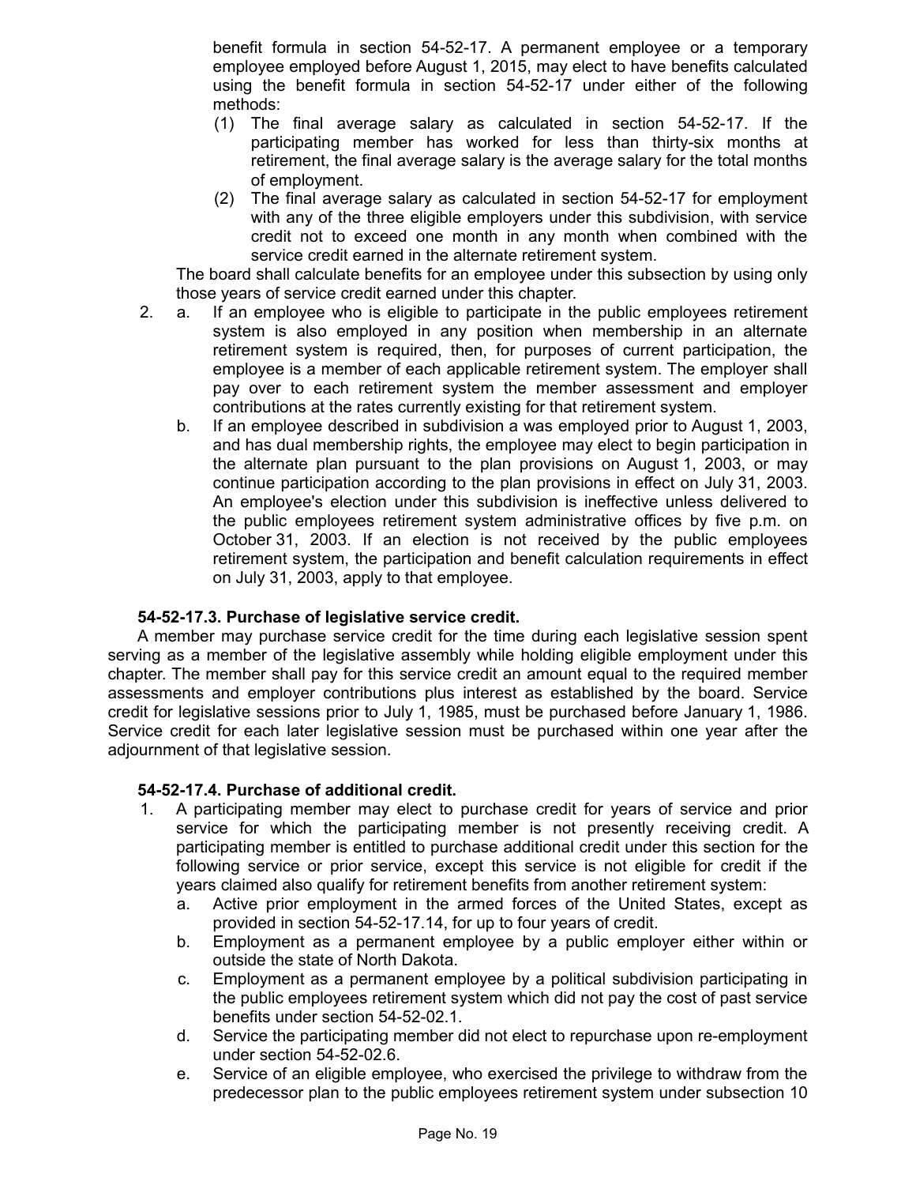benefit formula in section 54-52-17. A permanent employee or a temporary employee employed before August 1, 2015, may elect to have benefits calculated using the benefit formula in section 54-52-17 under either of the following methods:

(1) The final average salary as calculated in section 54-52-17. If the participating member has worked for less than thirty-six months at retirement, the final average salary is the average salary for the total months of employment.

(2) The final average salary as calculated in section 54-52-17 for employment with any of the three eligible employers under this subdivision, with service credit not to exceed one month in any month when combined with the service credit earned in the alternate retirement system.

The board shall calculate benefits for an employee under this subsection by using only those years of service credit earned under this chapter.

2. a. If an employee who is eligible to participate in the public employees retirement system is also employed in any position when membership in an alternate retirement system is required, then, for purposes of current participation, the employee is a member of each applicable retirement system. The employer shall pay over to each retirement system the member assessment and employer contributions at the rates currently existing for that retirement system.

   b. If an employee described in subdivision a was employed prior to August 1, 2003, and has dual membership rights, the employee may elect to begin participation in the alternate plan pursuant to the plan provisions on August 1, 2003, or may continue participation according to the plan provisions in effect on July 31, 2003. An employee's election under this subdivision is ineffective unless delivered to the public employees retirement system administrative offices by five p.m. on October 31, 2003. If an election is not received by the public employees retirement system, the participation and benefit calculation requirements in effect on July 31, 2003, apply to that employee.

**54-52-17.3. Purchase of legislative service credit.**

A member may purchase service credit for the time during each legislative session spent serving as a member of the legislative assembly while holding eligible employment under this chapter. The member shall pay for this service credit an amount equal to the required member assessments and employer contributions plus interest as established by the board. Service credit for legislative sessions prior to July 1, 1985, must be purchased before January 1, 1986. Service credit for each later legislative session must be purchased within one year after the adjournment of that legislative session.

**54-52-17.4. Purchase of additional credit.**

1. A participating member may elect to purchase credit for years of service and prior service for which the participating member is not presently receiving credit. A participating member is entitled to purchase additional credit under this section for the following service or prior service, except this service is not eligible for credit if the years claimed also qualify for retirement benefits from another retirement system:

   a. Active prior employment in the armed forces of the United States, except as provided in section 54-52-17.14, for up to four years of credit.

   b. Employment as a permanent employee by a public employer either within or outside the state of North Dakota.

   c. Employment as a permanent employee by a political subdivision participating in the public employees retirement system which did not pay the cost of past service benefits under section 54-52-02.1.

   d. Service the participating member did not elect to repurchase upon re-employment under section 54-52-02.6.

   e. Service of an eligible employee, who exercised the privilege to withdraw from the predecessor plan to the public employees retirement system under subsection 10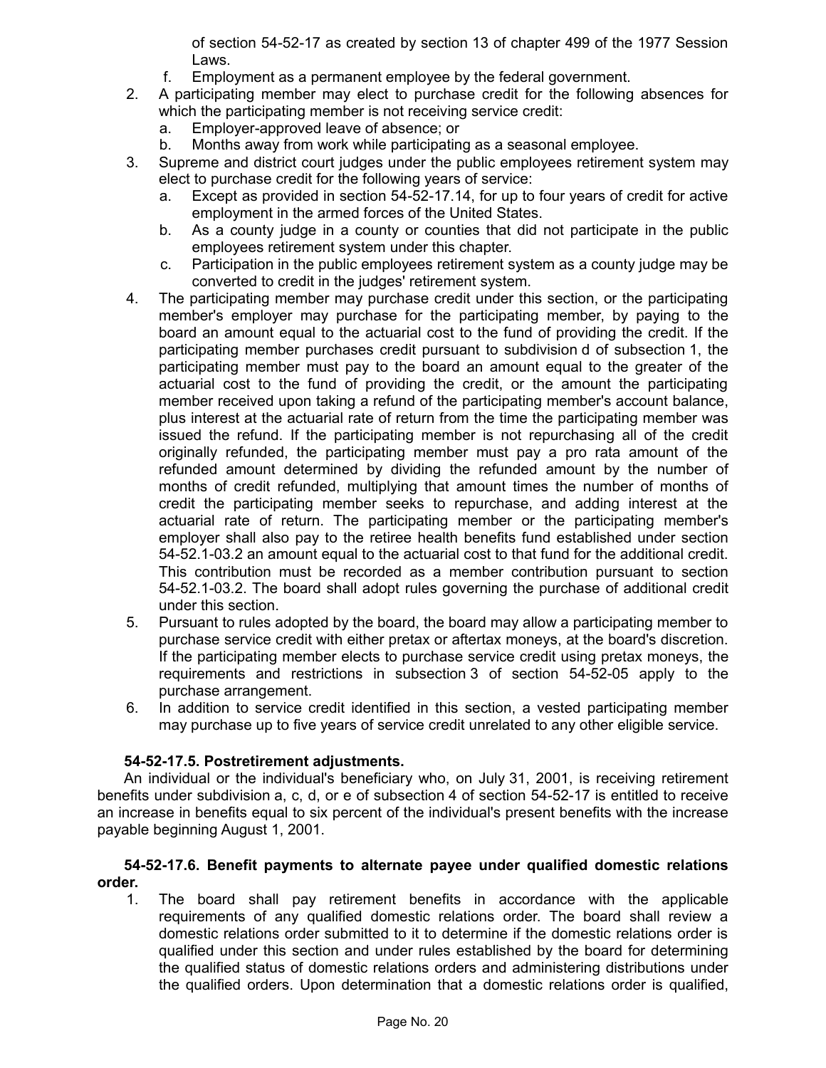of section 54-52-17 as created by section 13 of chapter 499 of the 1977 Session Laws.

   f. Employment as a permanent employee by the federal government.

2. A participating member may elect to purchase credit for the following absences for which the participating member is not receiving service credit:
   a. Employer-approved leave of absence; or
   b. Months away from work while participating as a seasonal employee.
3. Supreme and district court judges under the public employees retirement system may elect to purchase credit for the following years of service:
   a. Except as provided in section 54-52-17.14, for up to four years of credit for active employment in the armed forces of the United States.
   b. As a county judge in a county or counties that did not participate in the public employees retirement system under this chapter.
   c. Participation in the public employees retirement system as a county judge may be converted to credit in the judges' retirement system.
4. The participating member may purchase credit under this section, or the participating member's employer may purchase for the participating member, by paying to the board an amount equal to the actuarial cost to the fund of providing the credit. If the participating member purchases credit pursuant to subdivision d of subsection 1, the participating member must pay to the board an amount equal to the greater of the actuarial cost to the fund of providing the credit, or the amount the participating member received upon taking a refund of the participating member's account balance, plus interest at the actuarial rate of return from the time the participating member was issued the refund. If the participating member is not repurchasing all of the credit originally refunded, the participating member must pay a pro rata amount of the refunded amount determined by dividing the refunded amount by the number of months of credit refunded, multiplying that amount times the number of months of credit the participating member seeks to repurchase, and adding interest at the actuarial rate of return. The participating member or the participating member's employer shall also pay to the retiree health benefits fund established under section 54-52.1-03.2 an amount equal to the actuarial cost to that fund for the additional credit. This contribution must be recorded as a member contribution pursuant to section 54-52.1-03.2. The board shall adopt rules governing the purchase of additional credit under this section.
5. Pursuant to rules adopted by the board, the board may allow a participating member to purchase service credit with either pretax or aftertax moneys, at the board's discretion. If the participating member elects to purchase service credit using pretax moneys, the requirements and restrictions in subsection 3 of section 54-52-05 apply to the purchase arrangement.
6. In addition to service credit identified in this section, a vested participating member may purchase up to five years of service credit unrelated to any other eligible service.

**54-52-17.5. Postretirement adjustments.**

An individual or the individual's beneficiary who, on July 31, 2001, is receiving retirement benefits under subdivision a, c, d, or e of subsection 4 of section 54-52-17 is entitled to receive an increase in benefits equal to six percent of the individual's present benefits with the increase payable beginning August 1, 2001.

**54-52-17.6. Benefit payments to alternate payee under qualified domestic relations order.**

1. The board shall pay retirement benefits in accordance with the applicable requirements of any qualified domestic relations order. The board shall review a domestic relations order submitted to it to determine if the domestic relations order is qualified under this section and under rules established by the board for determining the qualified status of domestic relations orders and administering distributions under the qualified orders. Upon determination that a domestic relations order is qualified,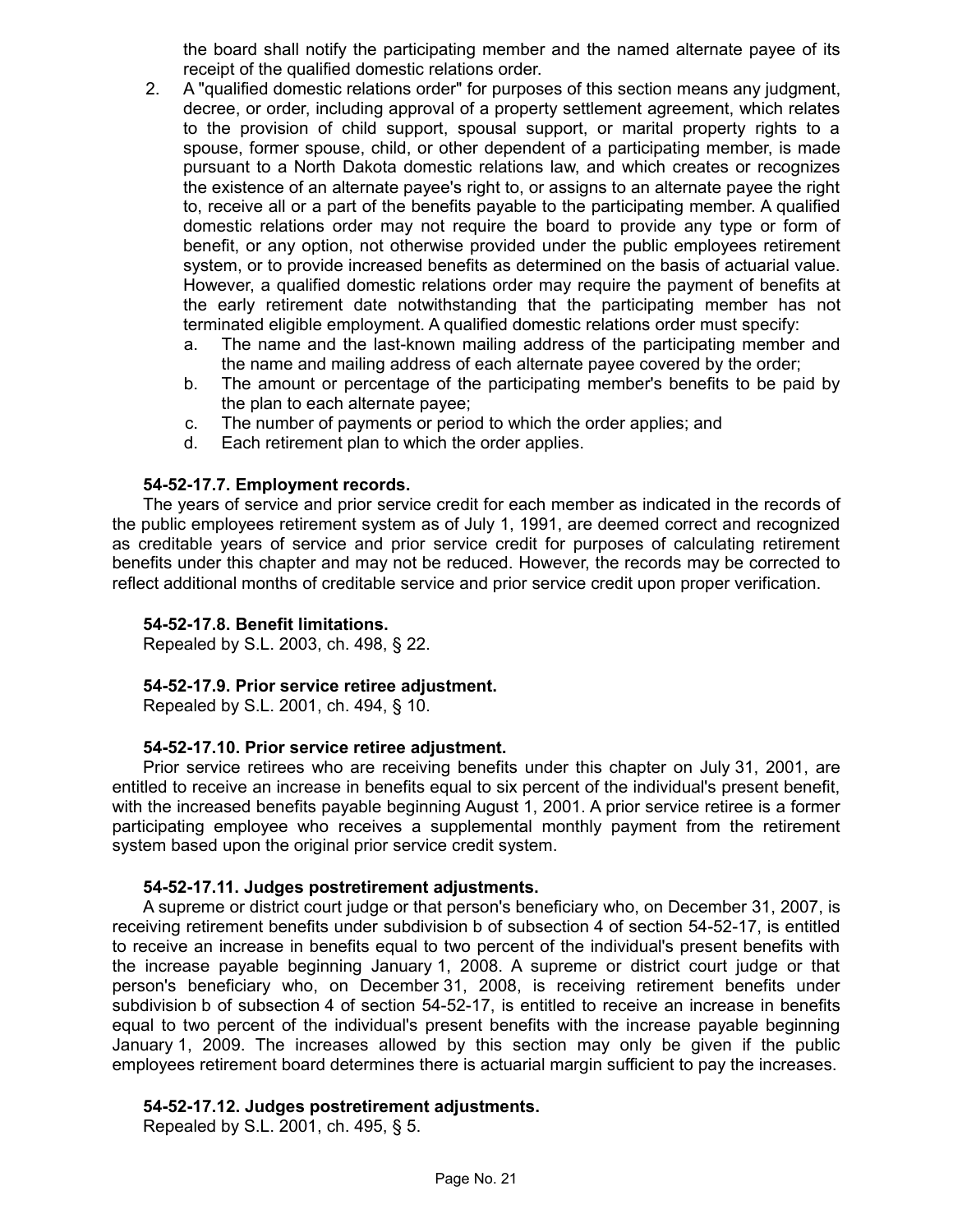the board shall notify the participating member and the named alternate payee of its receipt of the qualified domestic relations order.

2. A "qualified domestic relations order" for purposes of this section means any judgment, decree, or order, including approval of a property settlement agreement, which relates to the provision of child support, spousal support, or marital property rights to a spouse, former spouse, child, or other dependent of a participating member, is made pursuant to a North Dakota domestic relations law, and which creates or recognizes the existence of an alternate payee's right to, or assigns to an alternate payee the right to, receive all or a part of the benefits payable to the participating member. A qualified domestic relations order may not require the board to provide any type or form of benefit, or any option, not otherwise provided under the public employees retirement system, or to provide increased benefits as determined on the basis of actuarial value. However, a qualified domestic relations order may require the payment of benefits at the early retirement date notwithstanding that the participating member has not terminated eligible employment. A qualified domestic relations order must specify:
   a. The name and the last-known mailing address of the participating member and the name and mailing address of each alternate payee covered by the order;
   b. The amount or percentage of the participating member's benefits to be paid by the plan to each alternate payee;
   c. The number of payments or period to which the order applies; and
   d. Each retirement plan to which the order applies.

**54-52-17.7. Employment records.**

The years of service and prior service credit for each member as indicated in the records of the public employees retirement system as of July 1, 1991, are deemed correct and recognized as creditable years of service and prior service credit for purposes of calculating retirement benefits under this chapter and may not be reduced. However, the records may be corrected to reflect additional months of creditable service and prior service credit upon proper verification.

**54-52-17.8. Benefit limitations.**

Repealed by S.L. 2003, ch. 498, § 22.

**54-52-17.9. Prior service retiree adjustment.**

Repealed by S.L. 2001, ch. 494, § 10.

**54-52-17.10. Prior service retiree adjustment.**

Prior service retirees who are receiving benefits under this chapter on July 31, 2001, are entitled to receive an increase in benefits equal to six percent of the individual's present benefit, with the increased benefits payable beginning August 1, 2001. A prior service retiree is a former participating employee who receives a supplemental monthly payment from the retirement system based upon the original prior service credit system.

**54-52-17.11. Judges postretirement adjustments.**

A supreme or district court judge or that person's beneficiary who, on December 31, 2007, is receiving retirement benefits under subdivision b of subsection 4 of section 54-52-17, is entitled to receive an increase in benefits equal to two percent of the individual's present benefits with the increase payable beginning January 1, 2008. A supreme or district court judge or that person's beneficiary who, on December 31, 2008, is receiving retirement benefits under subdivision b of subsection 4 of section 54-52-17, is entitled to receive an increase in benefits equal to two percent of the individual's present benefits with the increase payable beginning January 1, 2009. The increases allowed by this section may only be given if the public employees retirement board determines there is actuarial margin sufficient to pay the increases.

**54-52-17.12. Judges postretirement adjustments.**

Repealed by S.L. 2001, ch. 495, § 5.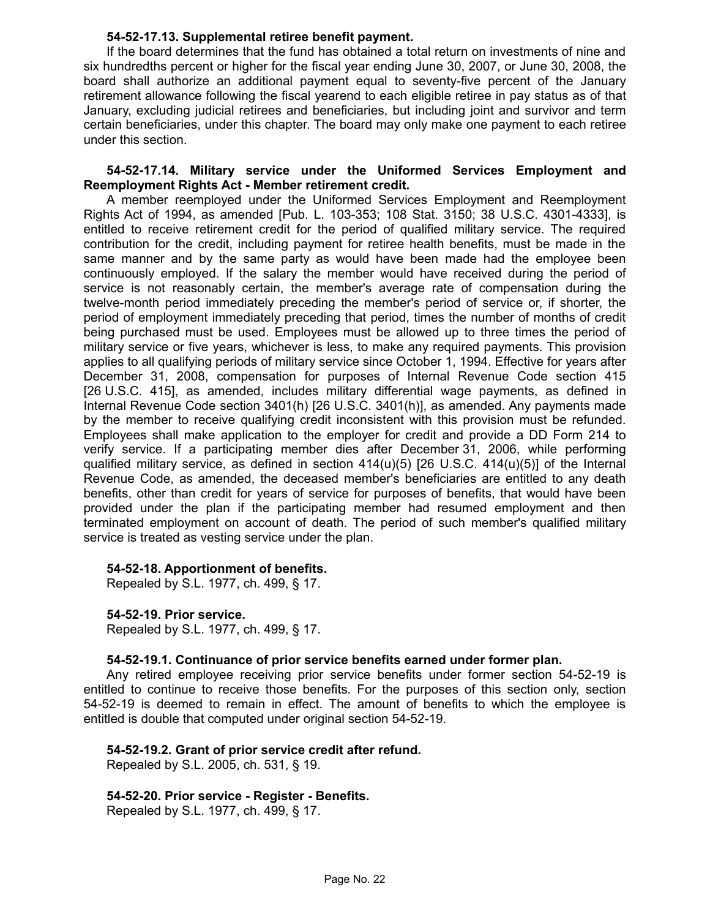**54-52-17.13. Supplemental retiree benefit payment.**

If the board determines that the fund has obtained a total return on investments of nine and six hundredths percent or higher for the fiscal year ending June 30, 2007, or June 30, 2008, the board shall authorize an additional payment equal to seventy-five percent of the January retirement allowance following the fiscal yearend to each eligible retiree in pay status as of that January, excluding judicial retirees and beneficiaries, but including joint and survivor and term certain beneficiaries, under this chapter. The board may only make one payment to each retiree under this section.

**54-52-17.14. Military service under the Uniformed Services Employment and Reemployment Rights Act - Member retirement credit.**

A member reemployed under the Uniformed Services Employment and Reemployment Rights Act of 1994, as amended [Pub. L. 103-353; 108 Stat. 3150; 38 U.S.C. 4301-4333], is entitled to receive retirement credit for the period of qualified military service. The required contribution for the credit, including payment for retiree health benefits, must be made in the same manner and by the same party as would have been made had the employee been continuously employed. If the salary the member would have received during the period of service is not reasonably certain, the member's average rate of compensation during the twelve-month period immediately preceding the member's period of service or, if shorter, the period of employment immediately preceding that period, times the number of months of credit being purchased must be used. Employees must be allowed up to three times the period of military service or five years, whichever is less, to make any required payments. This provision applies to all qualifying periods of military service since October 1, 1994. Effective for years after December 31, 2008, compensation for purposes of Internal Revenue Code section 415 [26 U.S.C. 415], as amended, includes military differential wage payments, as defined in Internal Revenue Code section 3401(h) [26 U.S.C. 3401(h)], as amended. Any payments made by the member to receive qualifying credit inconsistent with this provision must be refunded. Employees shall make application to the employer for credit and provide a DD Form 214 to verify service. If a participating member dies after December 31, 2006, while performing qualified military service, as defined in section 414(u)(5) [26 U.S.C. 414(u)(5)] of the Internal Revenue Code, as amended, the deceased member's beneficiaries are entitled to any death benefits, other than credit for years of service for purposes of benefits, that would have been provided under the plan if the participating member had resumed employment and then terminated employment on account of death. The period of such member's qualified military service is treated as vesting service under the plan.

**54-52-18. Apportionment of benefits.**

Repealed by S.L. 1977, ch. 499, § 17.

**54-52-19. Prior service.**

Repealed by S.L. 1977, ch. 499, § 17.

**54-52-19.1. Continuance of prior service benefits earned under former plan.**

Any retired employee receiving prior service benefits under former section 54-52-19 is entitled to continue to receive those benefits. For the purposes of this section only, section 54-52-19 is deemed to remain in effect. The amount of benefits to which the employee is entitled is double that computed under original section 54-52-19.

**54-52-19.2. Grant of prior service credit after refund.**

Repealed by S.L. 2005, ch. 531, § 19.

**54-52-20. Prior service - Register - Benefits.**

Repealed by S.L. 1977, ch. 499, § 17.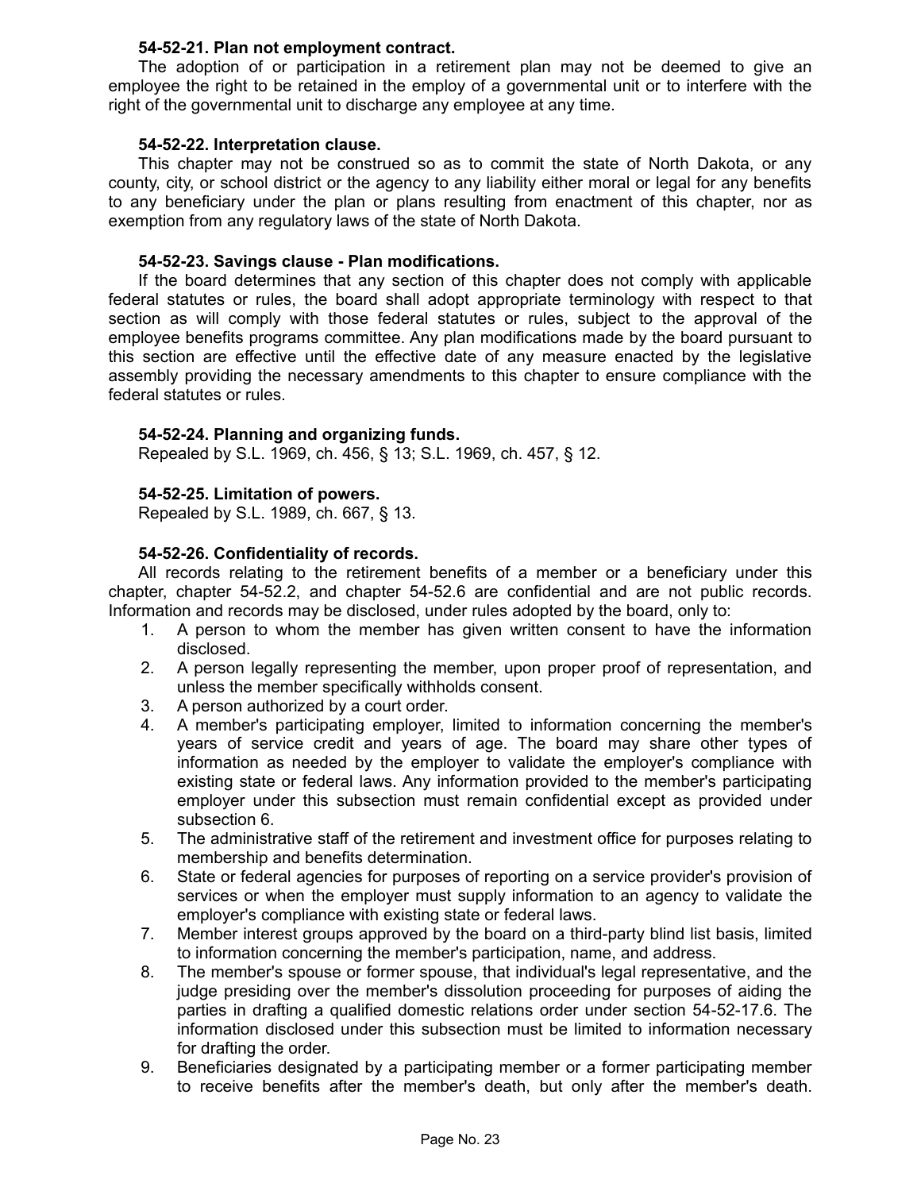**54-52-21. Plan not employment contract.**

The adoption of or participation in a retirement plan may not be deemed to give an employee the right to be retained in the employ of a governmental unit or to interfere with the right of the governmental unit to discharge any employee at any time.

**54-52-22. Interpretation clause.**

This chapter may not be construed so as to commit the state of North Dakota, or any county, city, or school district or the agency to any liability either moral or legal for any benefits to any beneficiary under the plan or plans resulting from enactment of this chapter, nor as exemption from any regulatory laws of the state of North Dakota.

**54-52-23. Savings clause - Plan modifications.**

If the board determines that any section of this chapter does not comply with applicable federal statutes or rules, the board shall adopt appropriate terminology with respect to that section as will comply with those federal statutes or rules, subject to the approval of the employee benefits programs committee. Any plan modifications made by the board pursuant to this section are effective until the effective date of any measure enacted by the legislative assembly providing the necessary amendments to this chapter to ensure compliance with the federal statutes or rules.

**54-52-24. Planning and organizing funds.**

Repealed by S.L. 1969, ch. 456, § 13; S.L. 1969, ch. 457, § 12.

**54-52-25. Limitation of powers.**

Repealed by S.L. 1989, ch. 667, § 13.

**54-52-26. Confidentiality of records.**

All records relating to the retirement benefits of a member or a beneficiary under this chapter, chapter 54-52.2, and chapter 54-52.6 are confidential and are not public records. Information and records may be disclosed, under rules adopted by the board, only to:

1. A person to whom the member has given written consent to have the information disclosed.
2. A person legally representing the member, upon proper proof of representation, and unless the member specifically withholds consent.
3. A person authorized by a court order.
4. A member's participating employer, limited to information concerning the member's years of service credit and years of age. The board may share other types of information as needed by the employer to validate the employer's compliance with existing state or federal laws. Any information provided to the member's participating employer under this subsection must remain confidential except as provided under subsection 6.
5. The administrative staff of the retirement and investment office for purposes relating to membership and benefits determination.
6. State or federal agencies for purposes of reporting on a service provider's provision of services or when the employer must supply information to an agency to validate the employer's compliance with existing state or federal laws.
7. Member interest groups approved by the board on a third-party blind list basis, limited to information concerning the member's participation, name, and address.
8. The member's spouse or former spouse, that individual's legal representative, and the judge presiding over the member's dissolution proceeding for purposes of aiding the parties in drafting a qualified domestic relations order under section 54-52-17.6. The information disclosed under this subsection must be limited to information necessary for drafting the order.
9. Beneficiaries designated by a participating member or a former participating member to receive benefits after the member's death, but only after the member's death.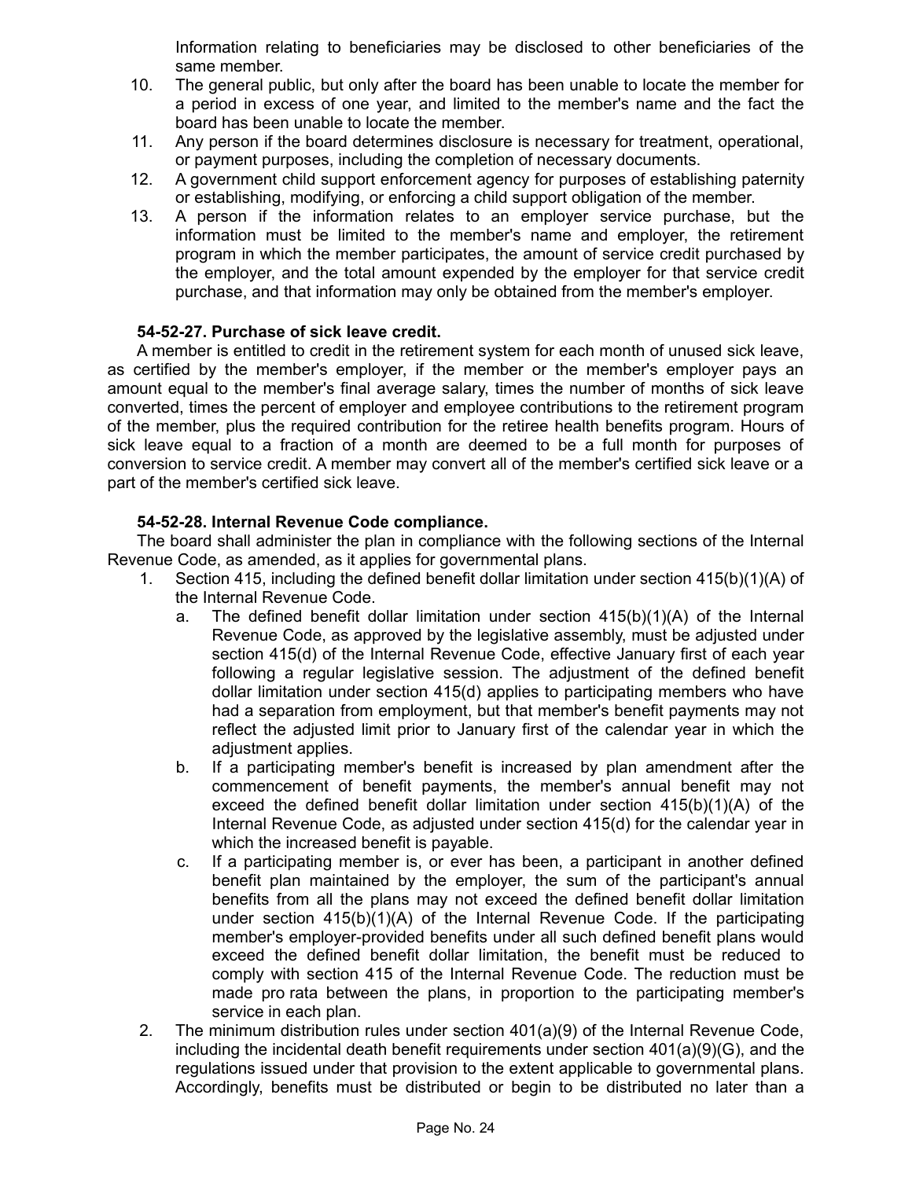Information relating to beneficiaries may be disclosed to other beneficiaries of the same member.

10. The general public, but only after the board has been unable to locate the member for a period in excess of one year, and limited to the member's name and the fact the board has been unable to locate the member.
11. Any person if the board determines disclosure is necessary for treatment, operational, or payment purposes, including the completion of necessary documents.
12. A government child support enforcement agency for purposes of establishing paternity or establishing, modifying, or enforcing a child support obligation of the member.
13. A person if the information relates to an employer service purchase, but the information must be limited to the member's name and employer, the retirement program in which the member participates, the amount of service credit purchased by the employer, and the total amount expended by the employer for that service credit purchase, and that information may only be obtained from the member's employer.

**54-52-27. Purchase of sick leave credit.**

A member is entitled to credit in the retirement system for each month of unused sick leave, as certified by the member's employer, if the member or the member's employer pays an amount equal to the member's final average salary, times the number of months of sick leave converted, times the percent of employer and employee contributions to the retirement program of the member, plus the required contribution for the retiree health benefits program. Hours of sick leave equal to a fraction of a month are deemed to be a full month for purposes of conversion to service credit. A member may convert all of the member's certified sick leave or a part of the member's certified sick leave.

**54-52-28. Internal Revenue Code compliance.**

The board shall administer the plan in compliance with the following sections of the Internal Revenue Code, as amended, as it applies for governmental plans.

1. Section 415, including the defined benefit dollar limitation under section 415(b)(1)(A) of the Internal Revenue Code.
   a. The defined benefit dollar limitation under section 415(b)(1)(A) of the Internal Revenue Code, as approved by the legislative assembly, must be adjusted under section 415(d) of the Internal Revenue Code, effective January first of each year following a regular legislative session. The adjustment of the defined benefit dollar limitation under section 415(d) applies to participating members who have had a separation from employment, but that member's benefit payments may not reflect the adjusted limit prior to January first of the calendar year in which the adjustment applies.
   b. If a participating member's benefit is increased by plan amendment after the commencement of benefit payments, the member's annual benefit may not exceed the defined benefit dollar limitation under section 415(b)(1)(A) of the Internal Revenue Code, as adjusted under section 415(d) for the calendar year in which the increased benefit is payable.
   c. If a participating member is, or ever has been, a participant in another defined benefit plan maintained by the employer, the sum of the participant's annual benefits from all the plans may not exceed the defined benefit dollar limitation under section 415(b)(1)(A) of the Internal Revenue Code. If the participating member's employer-provided benefits under all such defined benefit plans would exceed the defined benefit dollar limitation, the benefit must be reduced to comply with section 415 of the Internal Revenue Code. The reduction must be made pro rata between the plans, in proportion to the participating member's service in each plan.
2. The minimum distribution rules under section 401(a)(9) of the Internal Revenue Code, including the incidental death benefit requirements under section 401(a)(9)(G), and the regulations issued under that provision to the extent applicable to governmental plans. Accordingly, benefits must be distributed or begin to be distributed no later than a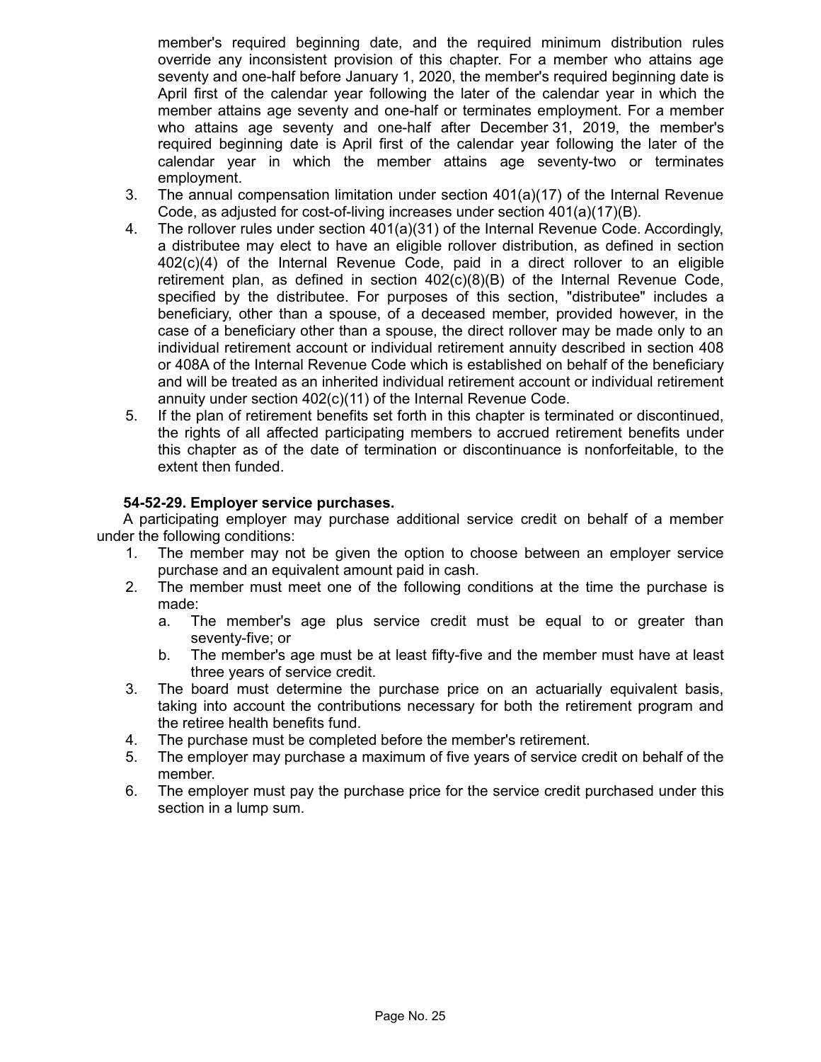member's required beginning date, and the required minimum distribution rules override any inconsistent provision of this chapter. For a member who attains age seventy and one-half before January 1, 2020, the member's required beginning date is April first of the calendar year following the later of the calendar year in which the member attains age seventy and one-half or terminates employment. For a member who attains age seventy and one-half after December 31, 2019, the member's required beginning date is April first of the calendar year following the later of the calendar year in which the member attains age seventy-two or terminates employment.

3. The annual compensation limitation under section 401(a)(17) of the Internal Revenue Code, as adjusted for cost-of-living increases under section 401(a)(17)(B).
4. The rollover rules under section 401(a)(31) of the Internal Revenue Code. Accordingly, a distributee may elect to have an eligible rollover distribution, as defined in section 402(c)(4) of the Internal Revenue Code, paid in a direct rollover to an eligible retirement plan, as defined in section 402(c)(8)(B) of the Internal Revenue Code, specified by the distributee. For purposes of this section, "distributee" includes a beneficiary, other than a spouse, of a deceased member, provided however, in the case of a beneficiary other than a spouse, the direct rollover may be made only to an individual retirement account or individual retirement annuity described in section 408 or 408A of the Internal Revenue Code which is established on behalf of the beneficiary and will be treated as an inherited individual retirement account or individual retirement annuity under section 402(c)(11) of the Internal Revenue Code.
5. If the plan of retirement benefits set forth in this chapter is terminated or discontinued, the rights of all affected participating members to accrued retirement benefits under this chapter as of the date of termination or discontinuance is nonforfeitable, to the extent then funded.

**54-52-29. Employer service purchases.**

A participating employer may purchase additional service credit on behalf of a member under the following conditions:

1. The member may not be given the option to choose between an employer service purchase and an equivalent amount paid in cash.
2. The member must meet one of the following conditions at the time the purchase is made:
   a. The member's age plus service credit must be equal to or greater than seventy-five; or
   b. The member's age must be at least fifty-five and the member must have at least three years of service credit.
3. The board must determine the purchase price on an actuarially equivalent basis, taking into account the contributions necessary for both the retirement program and the retiree health benefits fund.
4. The purchase must be completed before the member's retirement.
5. The employer may purchase a maximum of five years of service credit on behalf of the member.
6. The employer must pay the purchase price for the service credit purchased under this section in a lump sum.